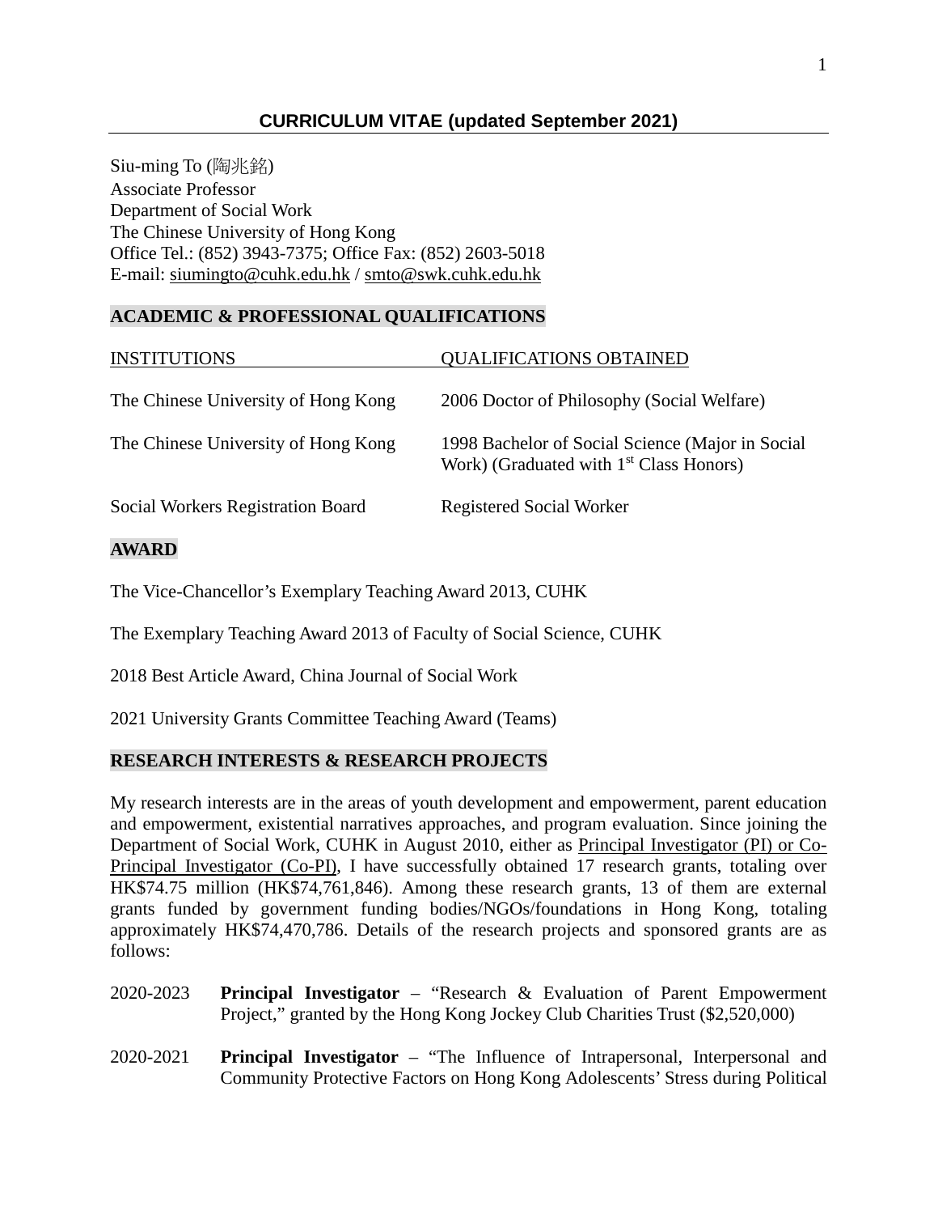# CURRICULUM VITAE (updated September 2021)

Siu-ming To (陶兆銘)
Associate Professor
Department of Social Work
The Chinese University of Hong Kong
Office Tel.: (852) 3943-7375; Office Fax: (852) 2603-5018
E-mail: siumingto@cuhk.edu.hk / smto@swk.cuhk.edu.hk

## ACADEMIC & PROFESSIONAL QUALIFICATIONS

| INSTITUTIONS | QUALIFICATIONS OBTAINED |
|---|---|
| The Chinese University of Hong Kong | 2006 Doctor of Philosophy (Social Welfare) |
| The Chinese University of Hong Kong | 1998 Bachelor of Social Science (Major in Social Work) (Graduated with 1st Class Honors) |
| Social Workers Registration Board | Registered Social Worker |

## AWARD

The Vice-Chancellor's Exemplary Teaching Award 2013, CUHK

The Exemplary Teaching Award 2013 of Faculty of Social Science, CUHK

2018 Best Article Award, China Journal of Social Work

2021 University Grants Committee Teaching Award (Teams)

## RESEARCH INTERESTS & RESEARCH PROJECTS

My research interests are in the areas of youth development and empowerment, parent education and empowerment, existential narratives approaches, and program evaluation. Since joining the Department of Social Work, CUHK in August 2010, either as Principal Investigator (PI) or Co-Principal Investigator (Co-PI), I have successfully obtained 17 research grants, totaling over HK$74.75 million (HK$74,761,846). Among these research grants, 13 of them are external grants funded by government funding bodies/NGOs/foundations in Hong Kong, totaling approximately HK$74,470,786. Details of the research projects and sponsored grants are as follows:

2020-2023 **Principal Investigator** – "Research & Evaluation of Parent Empowerment Project," granted by the Hong Kong Jockey Club Charities Trust ($2,520,000)

2020-2021 **Principal Investigator** – "The Influence of Intrapersonal, Interpersonal and Community Protective Factors on Hong Kong Adolescents' Stress during Political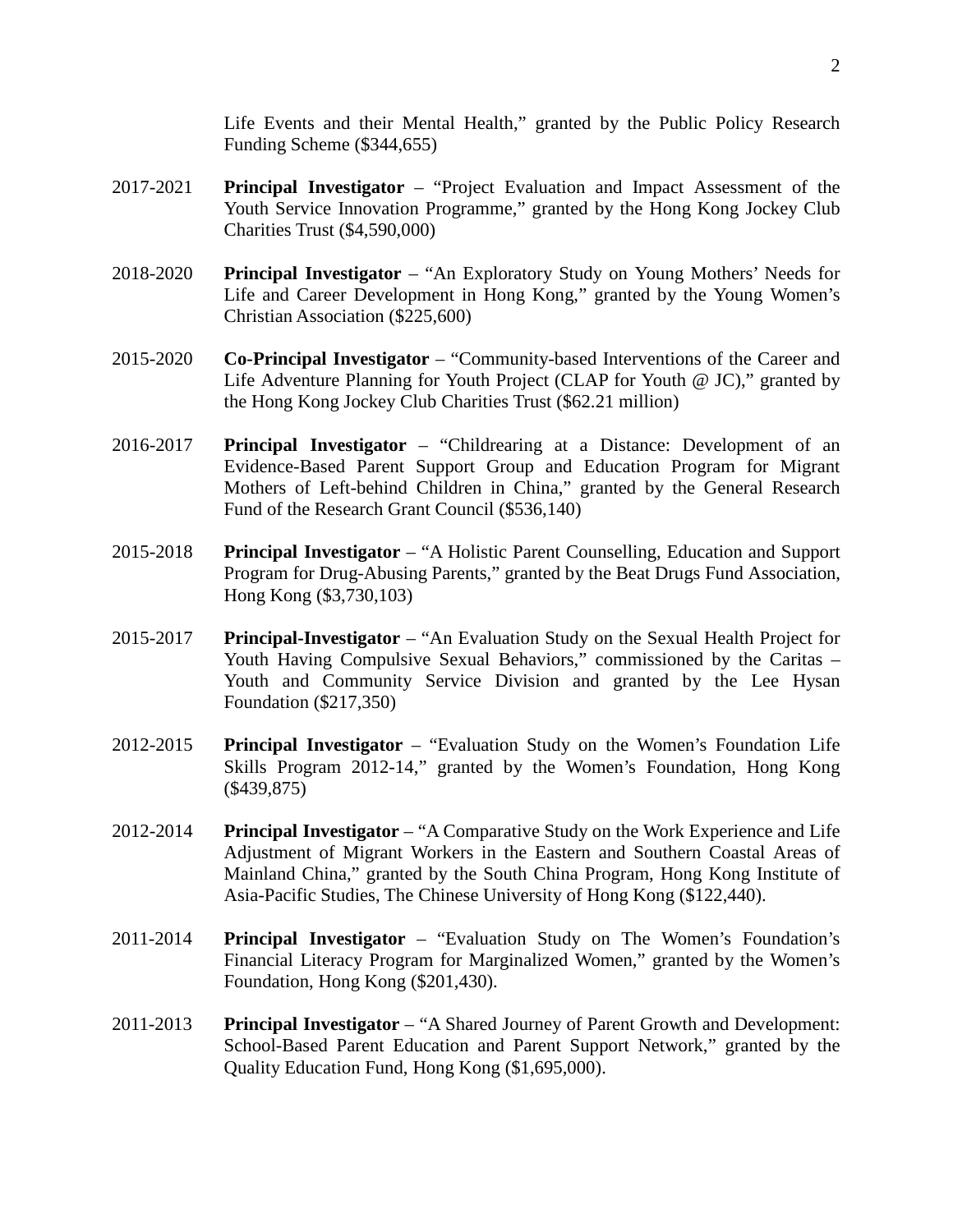Life Events and their Mental Health," granted by the Public Policy Research Funding Scheme ($344,655)

2017-2021 **Principal Investigator** – "Project Evaluation and Impact Assessment of the Youth Service Innovation Programme," granted by the Hong Kong Jockey Club Charities Trust ($4,590,000)

2018-2020 **Principal Investigator** – "An Exploratory Study on Young Mothers' Needs for Life and Career Development in Hong Kong," granted by the Young Women's Christian Association ($225,600)

2015-2020 **Co-Principal Investigator** – "Community-based Interventions of the Career and Life Adventure Planning for Youth Project (CLAP for Youth @ JC)," granted by the Hong Kong Jockey Club Charities Trust ($62.21 million)

2016-2017 **Principal Investigator** – "Childrearing at a Distance: Development of an Evidence-Based Parent Support Group and Education Program for Migrant Mothers of Left-behind Children in China," granted by the General Research Fund of the Research Grant Council ($536,140)

2015-2018 **Principal Investigator** – "A Holistic Parent Counselling, Education and Support Program for Drug-Abusing Parents," granted by the Beat Drugs Fund Association, Hong Kong ($3,730,103)

2015-2017 **Principal-Investigator** – "An Evaluation Study on the Sexual Health Project for Youth Having Compulsive Sexual Behaviors," commissioned by the Caritas – Youth and Community Service Division and granted by the Lee Hysan Foundation ($217,350)

2012-2015 **Principal Investigator** – "Evaluation Study on the Women's Foundation Life Skills Program 2012-14," granted by the Women's Foundation, Hong Kong ($439,875)

2012-2014 **Principal Investigator** – "A Comparative Study on the Work Experience and Life Adjustment of Migrant Workers in the Eastern and Southern Coastal Areas of Mainland China," granted by the South China Program, Hong Kong Institute of Asia-Pacific Studies, The Chinese University of Hong Kong ($122,440).

2011-2014 **Principal Investigator** – "Evaluation Study on The Women's Foundation's Financial Literacy Program for Marginalized Women," granted by the Women's Foundation, Hong Kong ($201,430).

2011-2013 **Principal Investigator** – "A Shared Journey of Parent Growth and Development: School-Based Parent Education and Parent Support Network," granted by the Quality Education Fund, Hong Kong ($1,695,000).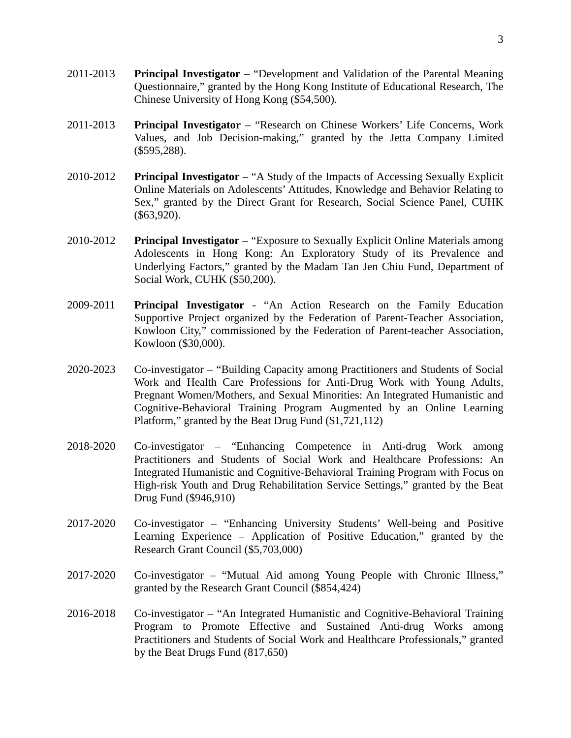2011-2013 **Principal Investigator** – "Development and Validation of the Parental Meaning Questionnaire," granted by the Hong Kong Institute of Educational Research, The Chinese University of Hong Kong ($54,500).

2011-2013 **Principal Investigator** – "Research on Chinese Workers' Life Concerns, Work Values, and Job Decision-making," granted by the Jetta Company Limited ($595,288).

2010-2012 **Principal Investigator** – "A Study of the Impacts of Accessing Sexually Explicit Online Materials on Adolescents' Attitudes, Knowledge and Behavior Relating to Sex," granted by the Direct Grant for Research, Social Science Panel, CUHK ($63,920).

2010-2012 **Principal Investigator** – "Exposure to Sexually Explicit Online Materials among Adolescents in Hong Kong: An Exploratory Study of its Prevalence and Underlying Factors," granted by the Madam Tan Jen Chiu Fund, Department of Social Work, CUHK ($50,200).

2009-2011 **Principal Investigator** - "An Action Research on the Family Education Supportive Project organized by the Federation of Parent-Teacher Association, Kowloon City," commissioned by the Federation of Parent-teacher Association, Kowloon ($30,000).

2020-2023 Co-investigator – "Building Capacity among Practitioners and Students of Social Work and Health Care Professions for Anti-Drug Work with Young Adults, Pregnant Women/Mothers, and Sexual Minorities: An Integrated Humanistic and Cognitive-Behavioral Training Program Augmented by an Online Learning Platform," granted by the Beat Drug Fund ($1,721,112)

2018-2020 Co-investigator – "Enhancing Competence in Anti-drug Work among Practitioners and Students of Social Work and Healthcare Professions: An Integrated Humanistic and Cognitive-Behavioral Training Program with Focus on High-risk Youth and Drug Rehabilitation Service Settings," granted by the Beat Drug Fund ($946,910)

2017-2020 Co-investigator – "Enhancing University Students' Well-being and Positive Learning Experience – Application of Positive Education," granted by the Research Grant Council ($5,703,000)

2017-2020 Co-investigator – "Mutual Aid among Young People with Chronic Illness," granted by the Research Grant Council ($854,424)

2016-2018 Co-investigator – "An Integrated Humanistic and Cognitive-Behavioral Training Program to Promote Effective and Sustained Anti-drug Works among Practitioners and Students of Social Work and Healthcare Professionals," granted by the Beat Drugs Fund (817,650)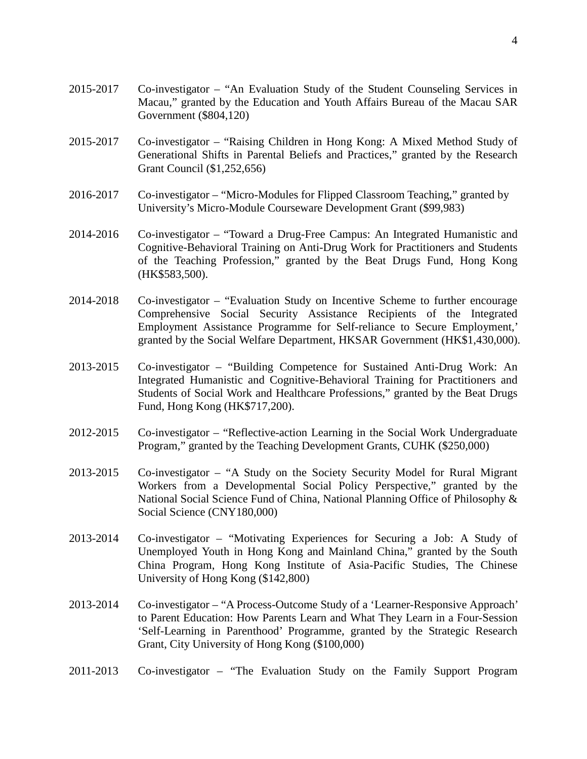2015-2017 Co-investigator – "An Evaluation Study of the Student Counseling Services in Macau," granted by the Education and Youth Affairs Bureau of the Macau SAR Government ($804,120)

2015-2017 Co-investigator – "Raising Children in Hong Kong: A Mixed Method Study of Generational Shifts in Parental Beliefs and Practices," granted by the Research Grant Council ($1,252,656)

2016-2017 Co-investigator – "Micro-Modules for Flipped Classroom Teaching," granted by University's Micro-Module Courseware Development Grant ($99,983)

2014-2016 Co-investigator – "Toward a Drug-Free Campus: An Integrated Humanistic and Cognitive-Behavioral Training on Anti-Drug Work for Practitioners and Students of the Teaching Profession," granted by the Beat Drugs Fund, Hong Kong (HK$583,500).

2014-2018 Co-investigator – "Evaluation Study on Incentive Scheme to further encourage Comprehensive Social Security Assistance Recipients of the Integrated Employment Assistance Programme for Self-reliance to Secure Employment,' granted by the Social Welfare Department, HKSAR Government (HK$1,430,000).

2013-2015 Co-investigator – "Building Competence for Sustained Anti-Drug Work: An Integrated Humanistic and Cognitive-Behavioral Training for Practitioners and Students of Social Work and Healthcare Professions," granted by the Beat Drugs Fund, Hong Kong (HK$717,200).

2012-2015 Co-investigator – "Reflective-action Learning in the Social Work Undergraduate Program," granted by the Teaching Development Grants, CUHK ($250,000)

2013-2015 Co-investigator – "A Study on the Society Security Model for Rural Migrant Workers from a Developmental Social Policy Perspective," granted by the National Social Science Fund of China, National Planning Office of Philosophy & Social Science (CNY180,000)

2013-2014 Co-investigator – "Motivating Experiences for Securing a Job: A Study of Unemployed Youth in Hong Kong and Mainland China," granted by the South China Program, Hong Kong Institute of Asia-Pacific Studies, The Chinese University of Hong Kong ($142,800)

2013-2014 Co-investigator – "A Process-Outcome Study of a 'Learner-Responsive Approach' to Parent Education: How Parents Learn and What They Learn in a Four-Session 'Self-Learning in Parenthood' Programme, granted by the Strategic Research Grant, City University of Hong Kong ($100,000)

2011-2013 Co-investigator – "The Evaluation Study on the Family Support Program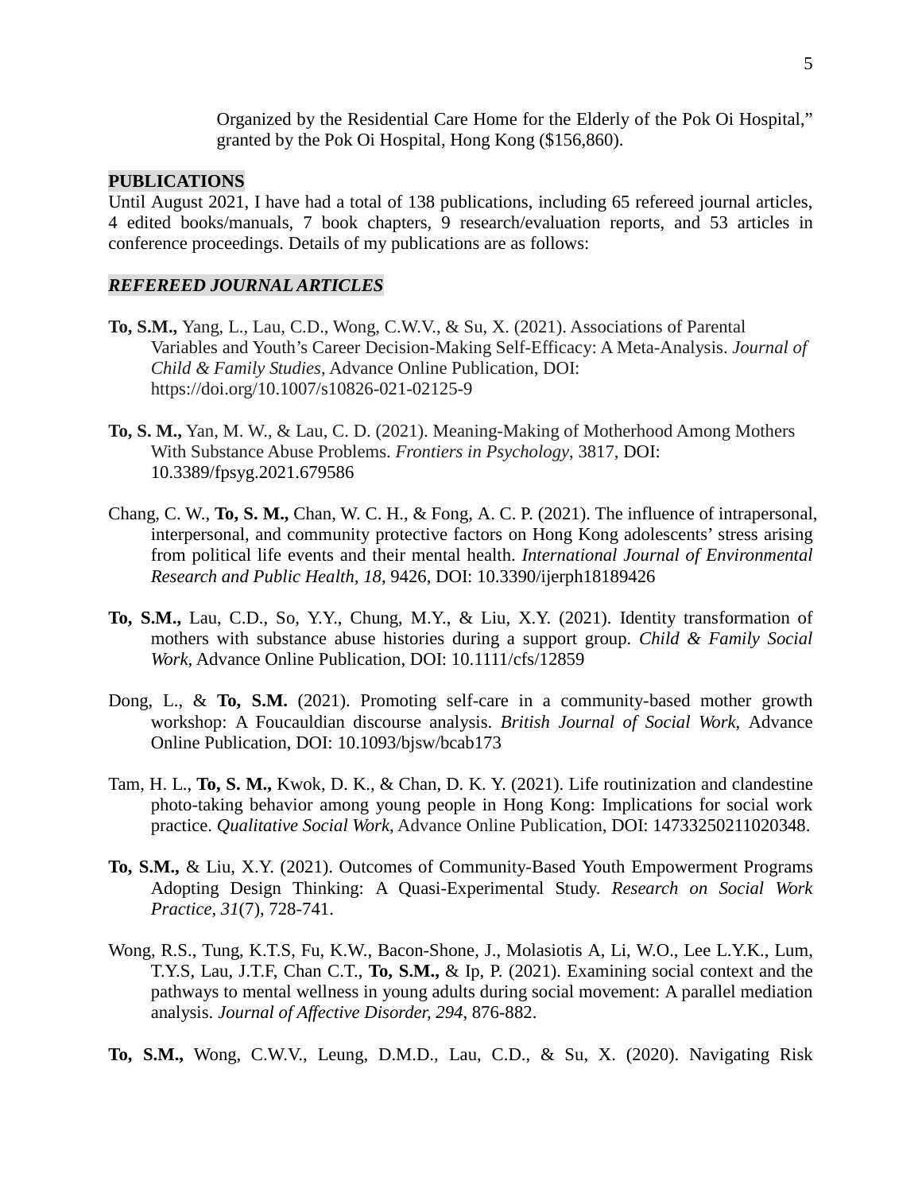Organized by the Residential Care Home for the Elderly of the Pok Oi Hospital," granted by the Pok Oi Hospital, Hong Kong ($156,860).

## PUBLICATIONS

Until August 2021, I have had a total of 138 publications, including 65 refereed journal articles, 4 edited books/manuals, 7 book chapters, 9 research/evaluation reports, and 53 articles in conference proceedings. Details of my publications are as follows:

### *REFEREED JOURNAL ARTICLES*

**To, S.M.,** Yang, L., Lau, C.D., Wong, C.W.V., & Su, X. (2021). Associations of Parental Variables and Youth's Career Decision-Making Self-Efficacy: A Meta-Analysis. *Journal of Child & Family Studies*, Advance Online Publication, DOI: https://doi.org/10.1007/s10826-021-02125-9

**To, S. M.,** Yan, M. W., & Lau, C. D. (2021). Meaning-Making of Motherhood Among Mothers With Substance Abuse Problems. *Frontiers in Psychology*, 3817, DOI: 10.3389/fpsyg.2021.679586

Chang, C. W., **To, S. M.,** Chan, W. C. H., & Fong, A. C. P. (2021). The influence of intrapersonal, interpersonal, and community protective factors on Hong Kong adolescents' stress arising from political life events and their mental health. *International Journal of Environmental Research and Public Health, 18*, 9426, DOI: 10.3390/ijerph18189426

**To, S.M.,** Lau, C.D., So, Y.Y., Chung, M.Y., & Liu, X.Y. (2021). Identity transformation of mothers with substance abuse histories during a support group. *Child & Family Social Work*, Advance Online Publication, DOI: 10.1111/cfs/12859

Dong, L., & **To, S.M.** (2021). Promoting self-care in a community-based mother growth workshop: A Foucauldian discourse analysis. *British Journal of Social Work*, Advance Online Publication, DOI: 10.1093/bjsw/bcab173

Tam, H. L., **To, S. M.,** Kwok, D. K., & Chan, D. K. Y. (2021). Life routinization and clandestine photo-taking behavior among young people in Hong Kong: Implications for social work practice. *Qualitative Social Work*, Advance Online Publication, DOI: 14733250211020348.

**To, S.M.,** & Liu, X.Y. (2021). Outcomes of Community-Based Youth Empowerment Programs Adopting Design Thinking: A Quasi-Experimental Study. *Research on Social Work Practice*, *31*(7), 728-741.

Wong, R.S., Tung, K.T.S, Fu, K.W., Bacon-Shone, J., Molasiotis A, Li, W.O., Lee L.Y.K., Lum, T.Y.S, Lau, J.T.F, Chan C.T., **To, S.M.,** & Ip, P. (2021). Examining social context and the pathways to mental wellness in young adults during social movement: A parallel mediation analysis. *Journal of Affective Disorder, 294*, 876-882.

**To, S.M.,** Wong, C.W.V., Leung, D.M.D., Lau, C.D., & Su, X. (2020). Navigating Risk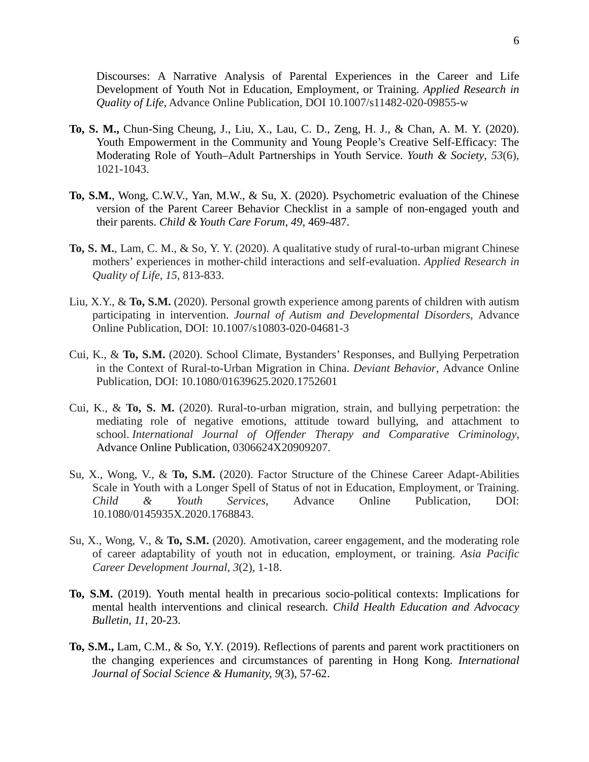Discourses: A Narrative Analysis of Parental Experiences in the Career and Life Development of Youth Not in Education, Employment, or Training. *Applied Research in Quality of Life*, Advance Online Publication, DOI 10.1007/s11482-020-09855-w

**To, S. M.,** Chun-Sing Cheung, J., Liu, X., Lau, C. D., Zeng, H. J., & Chan, A. M. Y. (2020). Youth Empowerment in the Community and Young People's Creative Self-Efficacy: The Moderating Role of Youth–Adult Partnerships in Youth Service. *Youth & Society*, *53*(6), 1021-1043.

**To, S.M.**, Wong, C.W.V., Yan, M.W., & Su, X. (2020). Psychometric evaluation of the Chinese version of the Parent Career Behavior Checklist in a sample of non-engaged youth and their parents. *Child & Youth Care Forum, 49,* 469-487.

**To, S. M.**, Lam, C. M., & So, Y. Y. (2020). A qualitative study of rural-to-urban migrant Chinese mothers' experiences in mother-child interactions and self-evaluation. *Applied Research in Quality of Life, 15,* 813-833.

Liu, X.Y., & **To, S.M.** (2020). Personal growth experience among parents of children with autism participating in intervention. *Journal of Autism and Developmental Disorders*, Advance Online Publication, DOI: 10.1007/s10803-020-04681-3

Cui, K., & **To, S.M.** (2020). School Climate, Bystanders' Responses, and Bullying Perpetration in the Context of Rural-to-Urban Migration in China. *Deviant Behavior*, Advance Online Publication, DOI: 10.1080/01639625.2020.1752601

Cui, K., & **To, S. M.** (2020). Rural-to-urban migration, strain, and bullying perpetration: the mediating role of negative emotions, attitude toward bullying, and attachment to school. *International Journal of Offender Therapy and Comparative Criminology*, Advance Online Publication, 0306624X20909207.

Su, X., Wong, V., & **To, S.M.** (2020). Factor Structure of the Chinese Career Adapt-Abilities Scale in Youth with a Longer Spell of Status of not in Education, Employment, or Training. *Child & Youth Services*, Advance Online Publication, DOI: 10.1080/0145935X.2020.1768843.

Su, X., Wong, V., & **To, S.M.** (2020). Amotivation, career engagement, and the moderating role of career adaptability of youth not in education, employment, or training. *Asia Pacific Career Development Journal, 3*(2), 1-18.

**To, S.M.** (2019). Youth mental health in precarious socio-political contexts: Implications for mental health interventions and clinical research. *Child Health Education and Advocacy Bulletin, 11*, 20-23.

**To, S.M.,** Lam, C.M., & So, Y.Y. (2019). Reflections of parents and parent work practitioners on the changing experiences and circumstances of parenting in Hong Kong. *International Journal of Social Science & Humanity, 9*(3), 57-62.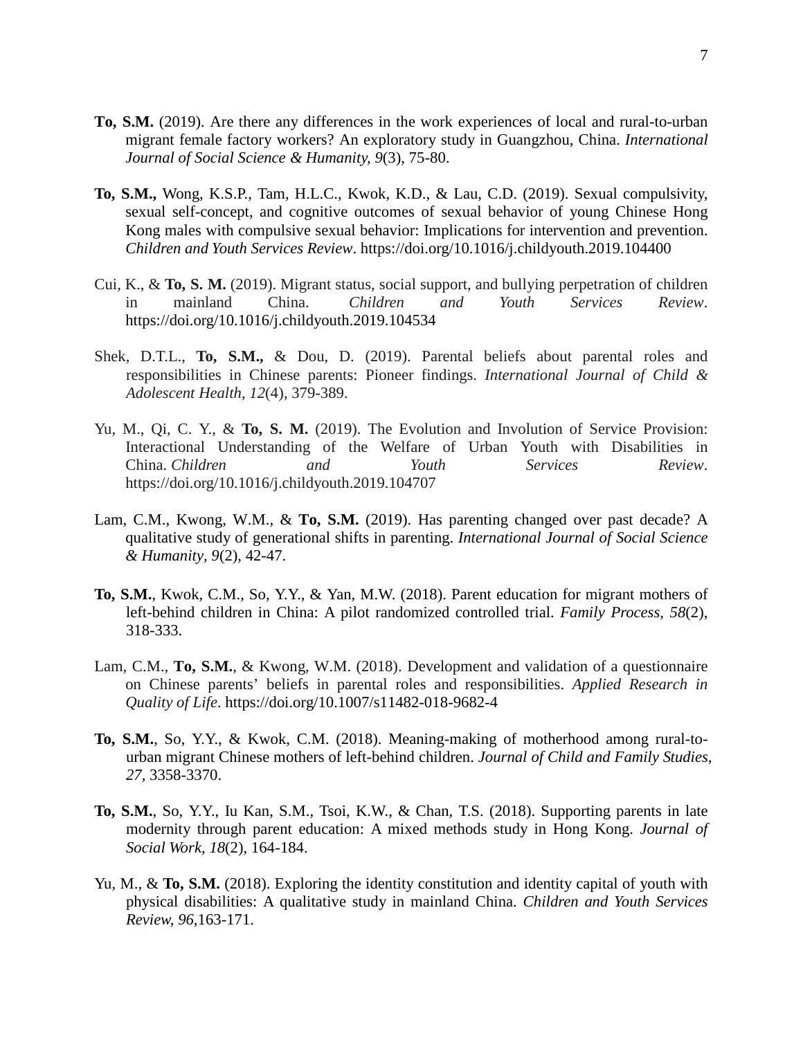**To, S.M.** (2019). Are there any differences in the work experiences of local and rural-to-urban migrant female factory workers? An exploratory study in Guangzhou, China. *International Journal of Social Science & Humanity, 9*(3), 75-80.

**To, S.M.,** Wong, K.S.P., Tam, H.L.C., Kwok, K.D., & Lau, C.D. (2019). Sexual compulsivity, sexual self-concept, and cognitive outcomes of sexual behavior of young Chinese Hong Kong males with compulsive sexual behavior: Implications for intervention and prevention. *Children and Youth Services Review*. https://doi.org/10.1016/j.childyouth.2019.104400

Cui, K., & **To, S. M.** (2019). Migrant status, social support, and bullying perpetration of children in mainland China. *Children and Youth Services Review*. https://doi.org/10.1016/j.childyouth.2019.104534

Shek, D.T.L., **To, S.M.,** & Dou, D. (2019). Parental beliefs about parental roles and responsibilities in Chinese parents: Pioneer findings. *International Journal of Child & Adolescent Health, 12*(4), 379-389.

Yu, M., Qi, C. Y., & **To, S. M.** (2019). The Evolution and Involution of Service Provision: Interactional Understanding of the Welfare of Urban Youth with Disabilities in China. *Children and Youth Services Review*. https://doi.org/10.1016/j.childyouth.2019.104707

Lam, C.M., Kwong, W.M., & **To, S.M.** (2019). Has parenting changed over past decade? A qualitative study of generational shifts in parenting. *International Journal of Social Science & Humanity, 9*(2), 42-47.

**To, S.M.**, Kwok, C.M., So, Y.Y., & Yan, M.W. (2018). Parent education for migrant mothers of left-behind children in China: A pilot randomized controlled trial. *Family Process, 58*(2), 318-333.

Lam, C.M., **To, S.M.**, & Kwong, W.M. (2018). Development and validation of a questionnaire on Chinese parents' beliefs in parental roles and responsibilities. *Applied Research in Quality of Life*. https://doi.org/10.1007/s11482-018-9682-4

**To, S.M.**, So, Y.Y., & Kwok, C.M. (2018). Meaning-making of motherhood among rural-to-urban migrant Chinese mothers of left-behind children. *Journal of Child and Family Studies, 27*, 3358-3370.

**To, S.M.**, So, Y.Y., Iu Kan, S.M., Tsoi, K.W., & Chan, T.S. (2018). Supporting parents in late modernity through parent education: A mixed methods study in Hong Kong. *Journal of Social Work, 18*(2), 164-184.

Yu, M., & **To, S.M.** (2018). Exploring the identity constitution and identity capital of youth with physical disabilities: A qualitative study in mainland China. *Children and Youth Services Review, 96*,163-171.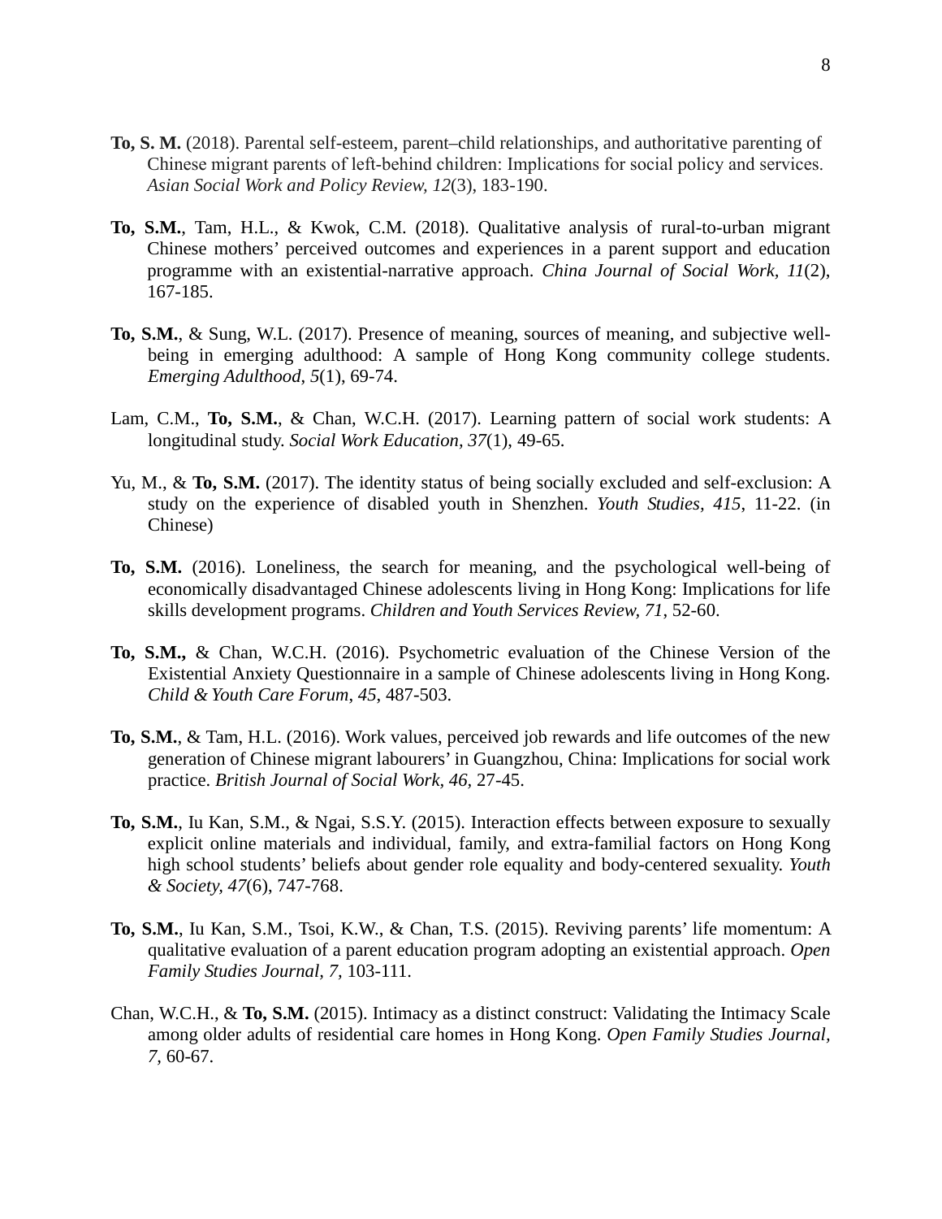**To, S. M.** (2018). Parental self-esteem, parent–child relationships, and authoritative parenting of Chinese migrant parents of left-behind children: Implications for social policy and services. *Asian Social Work and Policy Review, 12*(3), 183-190.

**To, S.M.**, Tam, H.L., & Kwok, C.M. (2018). Qualitative analysis of rural-to-urban migrant Chinese mothers' perceived outcomes and experiences in a parent support and education programme with an existential-narrative approach. *China Journal of Social Work, 11*(2), 167-185.

**To, S.M.**, & Sung, W.L. (2017). Presence of meaning, sources of meaning, and subjective well-being in emerging adulthood: A sample of Hong Kong community college students. *Emerging Adulthood*, *5*(1), 69-74.

Lam, C.M., **To, S.M.**, & Chan, W.C.H. (2017). Learning pattern of social work students: A longitudinal study. *Social Work Education, 37*(1), 49-65.

Yu, M., & **To, S.M.** (2017). The identity status of being socially excluded and self-exclusion: A study on the experience of disabled youth in Shenzhen. *Youth Studies, 415*, 11-22. (in Chinese)

**To, S.M.** (2016). Loneliness, the search for meaning, and the psychological well-being of economically disadvantaged Chinese adolescents living in Hong Kong: Implications for life skills development programs. *Children and Youth Services Review, 71*, 52-60.

**To, S.M.,** & Chan, W.C.H. (2016). Psychometric evaluation of the Chinese Version of the Existential Anxiety Questionnaire in a sample of Chinese adolescents living in Hong Kong. *Child & Youth Care Forum*, *45*, 487-503.

**To, S.M.**, & Tam, H.L. (2016). Work values, perceived job rewards and life outcomes of the new generation of Chinese migrant labourers' in Guangzhou, China: Implications for social work practice. *British Journal of Social Work, 46,* 27-45.

**To, S.M.**, Iu Kan, S.M., & Ngai, S.S.Y. (2015). Interaction effects between exposure to sexually explicit online materials and individual, family, and extra-familial factors on Hong Kong high school students' beliefs about gender role equality and body-centered sexuality. *Youth & Society, 47*(6), 747-768.

**To, S.M.**, Iu Kan, S.M., Tsoi, K.W., & Chan, T.S. (2015). Reviving parents' life momentum: A qualitative evaluation of a parent education program adopting an existential approach. *Open Family Studies Journal, 7*, 103-111.

Chan, W.C.H., & **To, S.M.** (2015). Intimacy as a distinct construct: Validating the Intimacy Scale among older adults of residential care homes in Hong Kong. *Open Family Studies Journal, 7*, 60-67.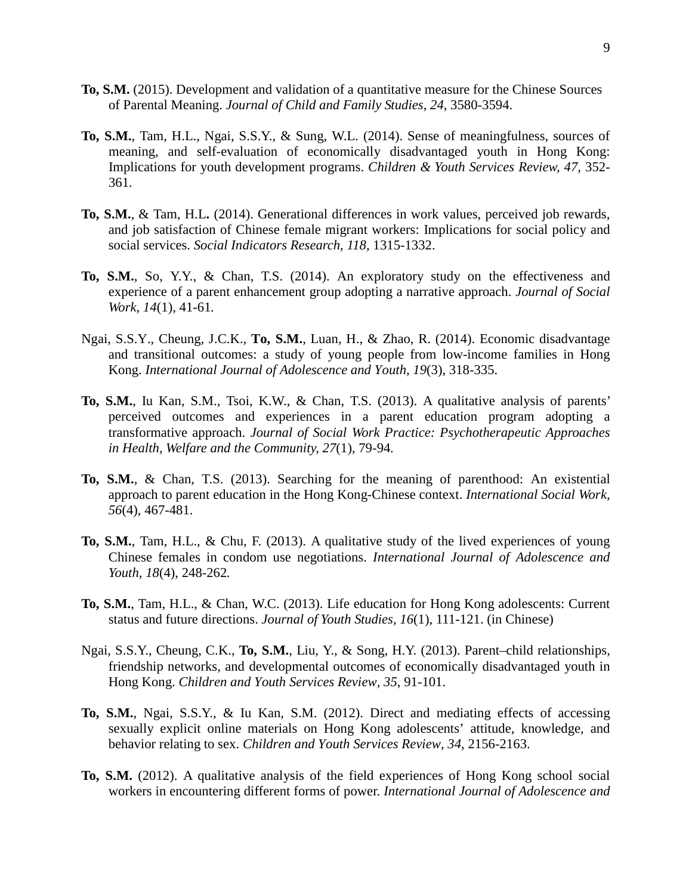**To, S.M.** (2015). Development and validation of a quantitative measure for the Chinese Sources of Parental Meaning. *Journal of Child and Family Studies*, *24*, 3580-3594.

**To, S.M.**, Tam, H.L., Ngai, S.S.Y., & Sung, W.L. (2014). Sense of meaningfulness, sources of meaning, and self-evaluation of economically disadvantaged youth in Hong Kong: Implications for youth development programs. *Children & Youth Services Review, 47,* 352-361.

**To, S.M.**, & Tam, H.L**.** (2014). Generational differences in work values, perceived job rewards, and job satisfaction of Chinese female migrant workers: Implications for social policy and social services. *Social Indicators Research, 118,* 1315-1332.

**To, S.M.**, So, Y.Y., & Chan, T.S. (2014). An exploratory study on the effectiveness and experience of a parent enhancement group adopting a narrative approach. *Journal of Social Work, 14*(1), 41-61.

Ngai, S.S.Y., Cheung, J.C.K., **To, S.M.**, Luan, H., & Zhao, R. (2014). Economic disadvantage and transitional outcomes: a study of young people from low-income families in Hong Kong. *International Journal of Adolescence and Youth, 19*(3), 318-335.

**To, S.M.**, Iu Kan, S.M., Tsoi, K.W., & Chan, T.S. (2013). A qualitative analysis of parents' perceived outcomes and experiences in a parent education program adopting a transformative approach. *Journal of Social Work Practice: Psychotherapeutic Approaches in Health, Welfare and the Community, 27*(1), 79-94.

**To, S.M.**, & Chan, T.S. (2013). Searching for the meaning of parenthood: An existential approach to parent education in the Hong Kong-Chinese context. *International Social Work, 56*(4), 467-481.

**To, S.M.**, Tam, H.L., & Chu, F. (2013). A qualitative study of the lived experiences of young Chinese females in condom use negotiations. *International Journal of Adolescence and Youth*, *18*(4), 248-262*.*

**To, S.M.**, Tam, H.L., & Chan, W.C. (2013). Life education for Hong Kong adolescents: Current status and future directions. *Journal of Youth Studies, 16*(1), 111-121. (in Chinese)

Ngai, S.S.Y., Cheung, C.K., **To, S.M.**, Liu, Y., & Song, H.Y. (2013). Parent–child relationships, friendship networks, and developmental outcomes of economically disadvantaged youth in Hong Kong. *Children and Youth Services Review, 35*, 91-101.

**To, S.M.**, Ngai, S.S.Y., & Iu Kan, S.M. (2012). Direct and mediating effects of accessing sexually explicit online materials on Hong Kong adolescents' attitude, knowledge, and behavior relating to sex. *Children and Youth Services Review*, *34*, 2156-2163.

**To, S.M.** (2012). A qualitative analysis of the field experiences of Hong Kong school social workers in encountering different forms of power. *International Journal of Adolescence and*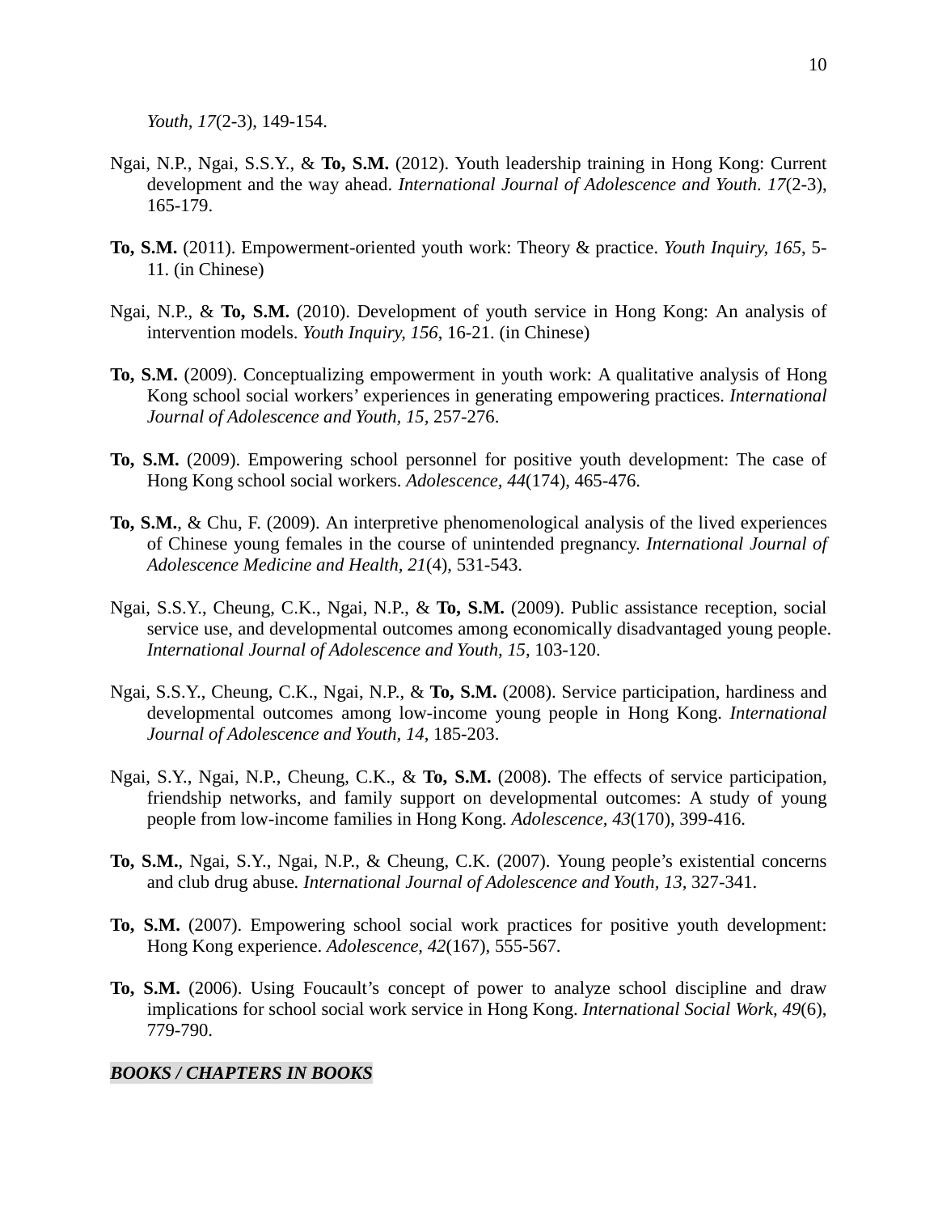*Youth, 17*(2-3), 149-154.

Ngai, N.P., Ngai, S.S.Y., & **To, S.M.** (2012). Youth leadership training in Hong Kong: Current development and the way ahead. *International Journal of Adolescence and Youth. 17*(2-3), 165-179.

**To, S.M.** (2011). Empowerment-oriented youth work: Theory & practice. *Youth Inquiry, 165*, 5-11. (in Chinese)

Ngai, N.P., & **To, S.M.** (2010). Development of youth service in Hong Kong: An analysis of intervention models. *Youth Inquiry, 156*, 16-21. (in Chinese)

**To, S.M.** (2009). Conceptualizing empowerment in youth work: A qualitative analysis of Hong Kong school social workers' experiences in generating empowering practices. *International Journal of Adolescence and Youth, 15,* 257-276.

**To, S.M.** (2009). Empowering school personnel for positive youth development: The case of Hong Kong school social workers. *Adolescence, 44*(174), 465-476.

**To, S.M.**, & Chu, F. (2009). An interpretive phenomenological analysis of the lived experiences of Chinese young females in the course of unintended pregnancy. *International Journal of Adolescence Medicine and Health, 21*(4), 531-543.

Ngai, S.S.Y., Cheung, C.K., Ngai, N.P., & **To, S.M.** (2009). Public assistance reception, social service use, and developmental outcomes among economically disadvantaged young people. *International Journal of Adolescence and Youth, 15*, 103-120.

Ngai, S.S.Y., Cheung, C.K., Ngai, N.P., & **To, S.M.** (2008). Service participation, hardiness and developmental outcomes among low-income young people in Hong Kong. *International Journal of Adolescence and Youth, 14*, 185-203.

Ngai, S.Y., Ngai, N.P., Cheung, C.K., & **To, S.M.** (2008). The effects of service participation, friendship networks, and family support on developmental outcomes: A study of young people from low-income families in Hong Kong. *Adolescence, 43*(170), 399-416.

**To, S.M.**, Ngai, S.Y., Ngai, N.P., & Cheung, C.K. (2007). Young people's existential concerns and club drug abuse. *International Journal of Adolescence and Youth, 13,* 327-341.

**To, S.M.** (2007). Empowering school social work practices for positive youth development: Hong Kong experience. *Adolescence, 42*(167), 555-567.

**To, S.M.** (2006). Using Foucault's concept of power to analyze school discipline and draw implications for school social work service in Hong Kong. *International Social Work, 49*(6), 779-790.

***BOOKS / CHAPTERS IN BOOKS***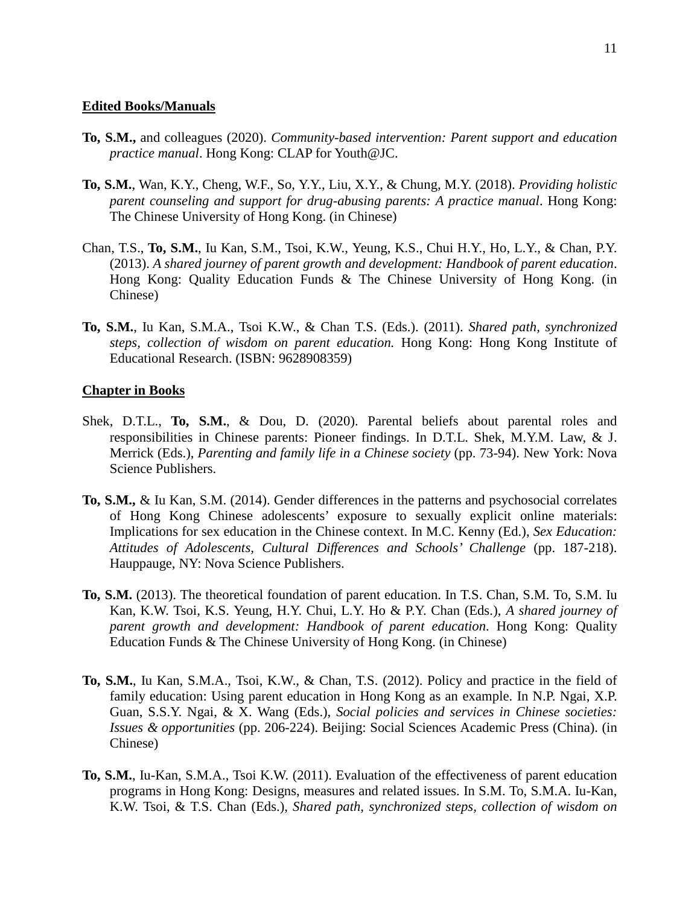**Edited Books/Manuals**

**To, S.M.,** and colleagues (2020). *Community-based intervention: Parent support and education practice manual*. Hong Kong: CLAP for Youth@JC.

**To, S.M.**, Wan, K.Y., Cheng, W.F., So, Y.Y., Liu, X.Y., & Chung, M.Y. (2018). *Providing holistic parent counseling and support for drug-abusing parents: A practice manual*. Hong Kong: The Chinese University of Hong Kong. (in Chinese)

Chan, T.S., **To, S.M.**, Iu Kan, S.M., Tsoi, K.W., Yeung, K.S., Chui H.Y., Ho, L.Y., & Chan, P.Y. (2013). *A shared journey of parent growth and development: Handbook of parent education*. Hong Kong: Quality Education Funds & The Chinese University of Hong Kong. (in Chinese)

**To, S.M.**, Iu Kan, S.M.A., Tsoi K.W., & Chan T.S. (Eds.). (2011). *Shared path, synchronized steps, collection of wisdom on parent education.* Hong Kong: Hong Kong Institute of Educational Research. (ISBN: 9628908359)

**Chapter in Books**

Shek, D.T.L., **To, S.M.**, & Dou, D. (2020). Parental beliefs about parental roles and responsibilities in Chinese parents: Pioneer findings. In D.T.L. Shek, M.Y.M. Law, & J. Merrick (Eds.), *Parenting and family life in a Chinese society* (pp. 73-94). New York: Nova Science Publishers.

**To, S.M.,** & Iu Kan, S.M. (2014). Gender differences in the patterns and psychosocial correlates of Hong Kong Chinese adolescents' exposure to sexually explicit online materials: Implications for sex education in the Chinese context. In M.C. Kenny (Ed.), *Sex Education: Attitudes of Adolescents, Cultural Differences and Schools' Challenge* (pp. 187-218). Hauppauge, NY: Nova Science Publishers.

**To, S.M.** (2013). The theoretical foundation of parent education. In T.S. Chan, S.M. To, S.M. Iu Kan, K.W. Tsoi, K.S. Yeung, H.Y. Chui, L.Y. Ho & P.Y. Chan (Eds.), *A shared journey of parent growth and development: Handbook of parent education*. Hong Kong: Quality Education Funds & The Chinese University of Hong Kong. (in Chinese)

**To, S.M.**, Iu Kan, S.M.A., Tsoi, K.W., & Chan, T.S. (2012). Policy and practice in the field of family education: Using parent education in Hong Kong as an example. In N.P. Ngai, X.P. Guan, S.S.Y. Ngai, & X. Wang (Eds.), *Social policies and services in Chinese societies: Issues & opportunities* (pp. 206-224). Beijing: Social Sciences Academic Press (China). (in Chinese)

**To, S.M.**, Iu-Kan, S.M.A., Tsoi K.W. (2011). Evaluation of the effectiveness of parent education programs in Hong Kong: Designs, measures and related issues. In S.M. To, S.M.A. Iu-Kan, K.W. Tsoi, & T.S. Chan (Eds.), *Shared path, synchronized steps, collection of wisdom on*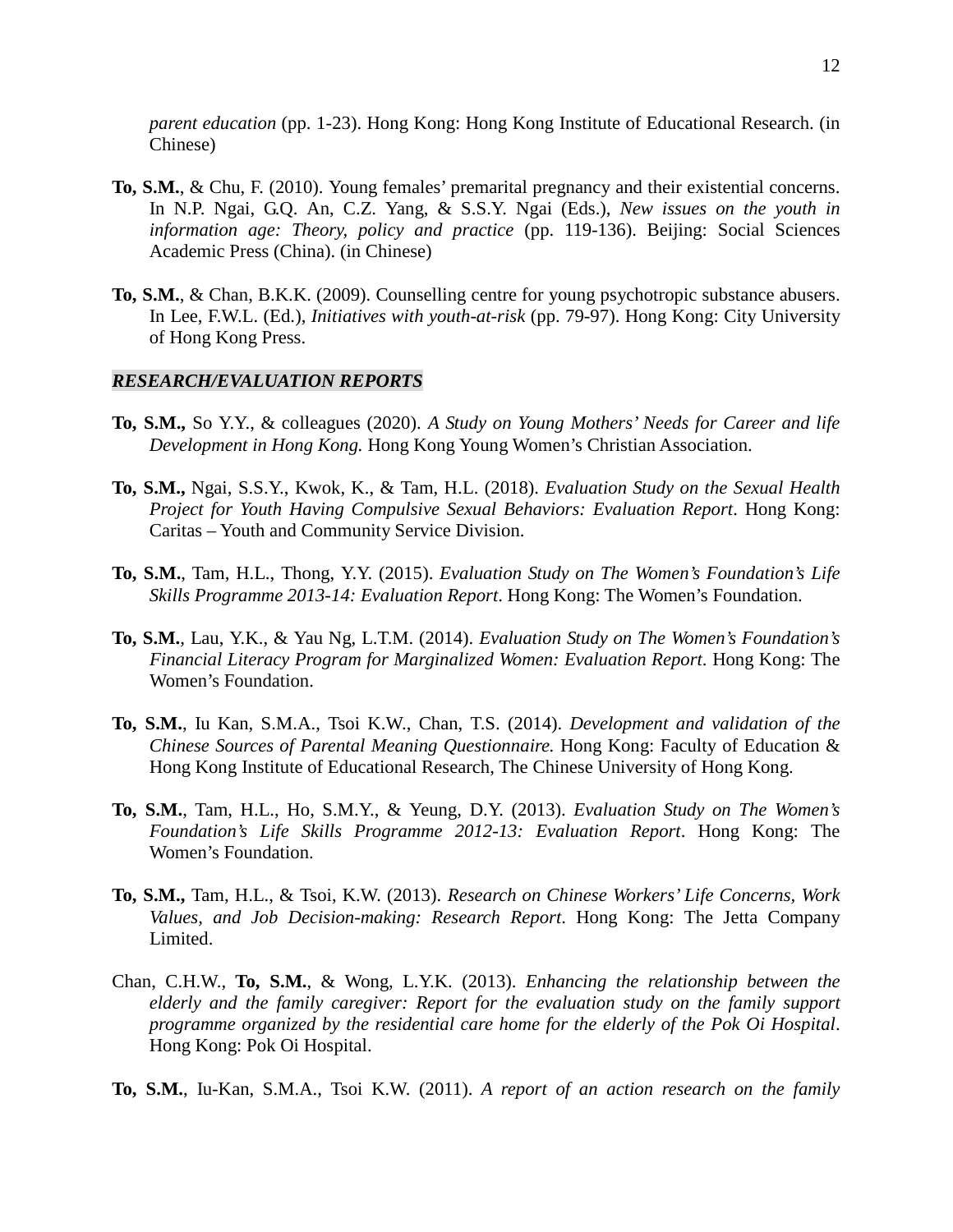*parent education* (pp. 1-23). Hong Kong: Hong Kong Institute of Educational Research. (in Chinese)

**To, S.M.**, & Chu, F. (2010). Young females' premarital pregnancy and their existential concerns. In N.P. Ngai, G.Q. An, C.Z. Yang, & S.S.Y. Ngai (Eds.), *New issues on the youth in information age: Theory, policy and practice* (pp. 119-136). Beijing: Social Sciences Academic Press (China). (in Chinese)

**To, S.M.**, & Chan, B.K.K. (2009). Counselling centre for young psychotropic substance abusers. In Lee, F.W.L. (Ed.), *Initiatives with youth-at-risk* (pp. 79-97). Hong Kong: City University of Hong Kong Press.

***RESEARCH/EVALUATION REPORTS***

**To, S.M.,** So Y.Y., & colleagues (2020). *A Study on Young Mothers' Needs for Career and life Development in Hong Kong.* Hong Kong Young Women's Christian Association.

**To, S.M.,** Ngai, S.S.Y., Kwok, K., & Tam, H.L. (2018). *Evaluation Study on the Sexual Health Project for Youth Having Compulsive Sexual Behaviors: Evaluation Report*. Hong Kong: Caritas – Youth and Community Service Division.

**To, S.M.**, Tam, H.L., Thong, Y.Y. (2015). *Evaluation Study on The Women's Foundation's Life Skills Programme 2013-14: Evaluation Report*. Hong Kong: The Women's Foundation.

**To, S.M.**, Lau, Y.K., & Yau Ng, L.T.M. (2014). *Evaluation Study on The Women's Foundation's Financial Literacy Program for Marginalized Women: Evaluation Report*. Hong Kong: The Women's Foundation.

**To, S.M.**, Iu Kan, S.M.A., Tsoi K.W., Chan, T.S. (2014). *Development and validation of the Chinese Sources of Parental Meaning Questionnaire.* Hong Kong: Faculty of Education & Hong Kong Institute of Educational Research, The Chinese University of Hong Kong.

**To, S.M.**, Tam, H.L., Ho, S.M.Y., & Yeung, D.Y. (2013). *Evaluation Study on The Women's Foundation's Life Skills Programme 2012-13: Evaluation Report*. Hong Kong: The Women's Foundation.

**To, S.M.,** Tam, H.L., & Tsoi, K.W. (2013). *Research on Chinese Workers' Life Concerns, Work Values, and Job Decision-making: Research Report*. Hong Kong: The Jetta Company Limited.

Chan, C.H.W., **To, S.M.**, & Wong, L.Y.K. (2013). *Enhancing the relationship between the elderly and the family caregiver: Report for the evaluation study on the family support programme organized by the residential care home for the elderly of the Pok Oi Hospital*. Hong Kong: Pok Oi Hospital.

**To, S.M.**, Iu-Kan, S.M.A., Tsoi K.W. (2011). *A report of an action research on the family*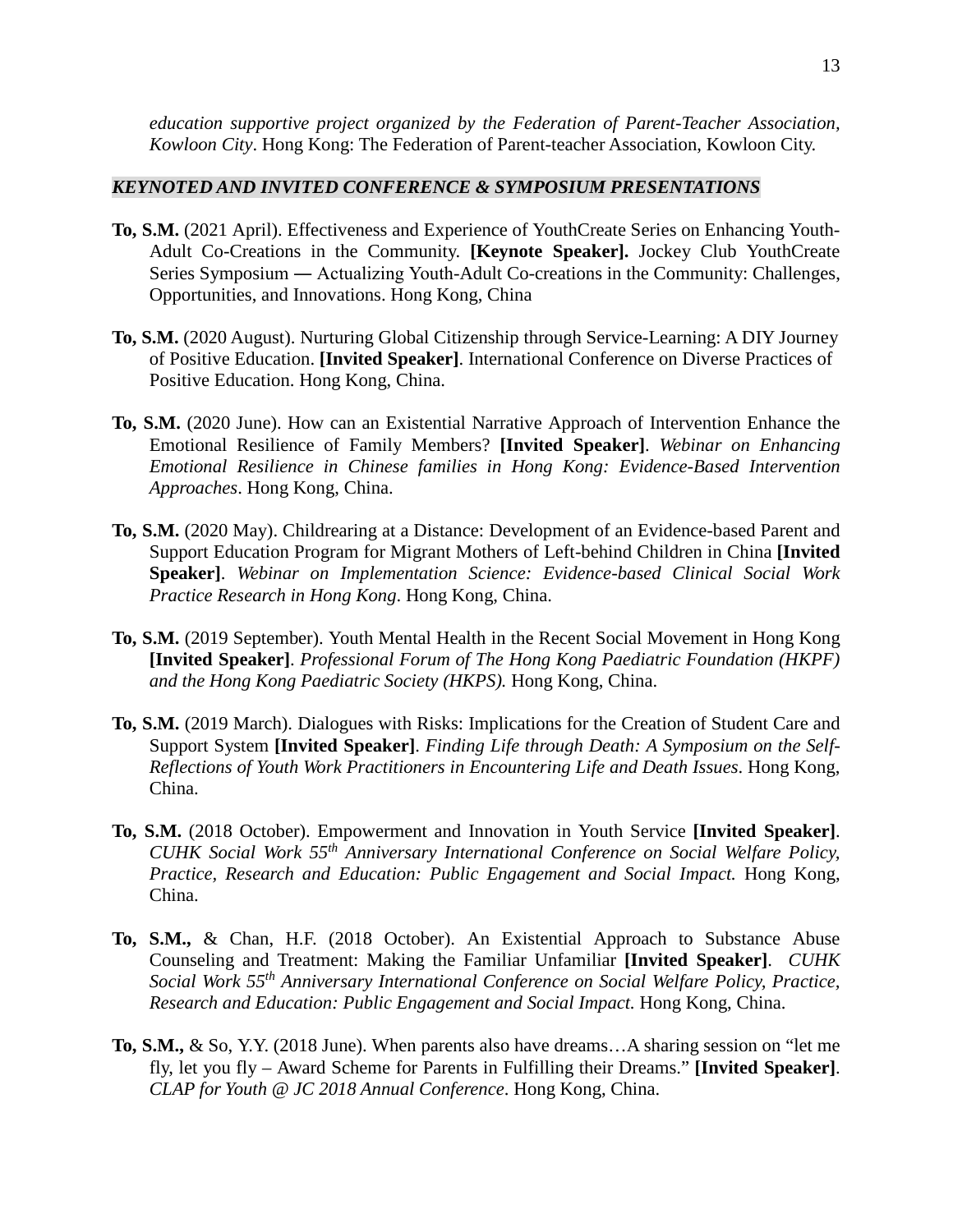*education supportive project organized by the Federation of Parent-Teacher Association, Kowloon City*. Hong Kong: The Federation of Parent-teacher Association, Kowloon City.

***KEYNOTED AND INVITED CONFERENCE & SYMPOSIUM PRESENTATIONS***

**To, S.M.** (2021 April). Effectiveness and Experience of YouthCreate Series on Enhancing Youth-Adult Co-Creations in the Community. **[Keynote Speaker].** Jockey Club YouthCreate Series Symposium ― Actualizing Youth-Adult Co-creations in the Community: Challenges, Opportunities, and Innovations. Hong Kong, China

**To, S.M.** (2020 August). Nurturing Global Citizenship through Service-Learning: A DIY Journey of Positive Education. **[Invited Speaker]**. International Conference on Diverse Practices of Positive Education. Hong Kong, China.

**To, S.M.** (2020 June). How can an Existential Narrative Approach of Intervention Enhance the Emotional Resilience of Family Members? **[Invited Speaker]**. *Webinar on Enhancing Emotional Resilience in Chinese families in Hong Kong: Evidence-Based Intervention Approaches*. Hong Kong, China.

**To, S.M.** (2020 May). Childrearing at a Distance: Development of an Evidence-based Parent and Support Education Program for Migrant Mothers of Left-behind Children in China **[Invited Speaker]**. *Webinar on Implementation Science: Evidence-based Clinical Social Work Practice Research in Hong Kong*. Hong Kong, China.

**To, S.M.** (2019 September). Youth Mental Health in the Recent Social Movement in Hong Kong **[Invited Speaker]**. *Professional Forum of The Hong Kong Paediatric Foundation (HKPF) and the Hong Kong Paediatric Society (HKPS).* Hong Kong, China.

**To, S.M.** (2019 March). Dialogues with Risks: Implications for the Creation of Student Care and Support System **[Invited Speaker]**. *Finding Life through Death: A Symposium on the Self-Reflections of Youth Work Practitioners in Encountering Life and Death Issues*. Hong Kong, China.

**To, S.M.** (2018 October). Empowerment and Innovation in Youth Service **[Invited Speaker]**. *CUHK Social Work 55th Anniversary International Conference on Social Welfare Policy, Practice, Research and Education: Public Engagement and Social Impact.* Hong Kong, China.

**To, S.M.,** & Chan, H.F. (2018 October). An Existential Approach to Substance Abuse Counseling and Treatment: Making the Familiar Unfamiliar **[Invited Speaker]**. *CUHK Social Work 55th Anniversary International Conference on Social Welfare Policy, Practice, Research and Education: Public Engagement and Social Impact.* Hong Kong, China.

**To, S.M.,** & So, Y.Y. (2018 June). When parents also have dreams…A sharing session on "let me fly, let you fly – Award Scheme for Parents in Fulfilling their Dreams." **[Invited Speaker]**. *CLAP for Youth @ JC 2018 Annual Conference*. Hong Kong, China.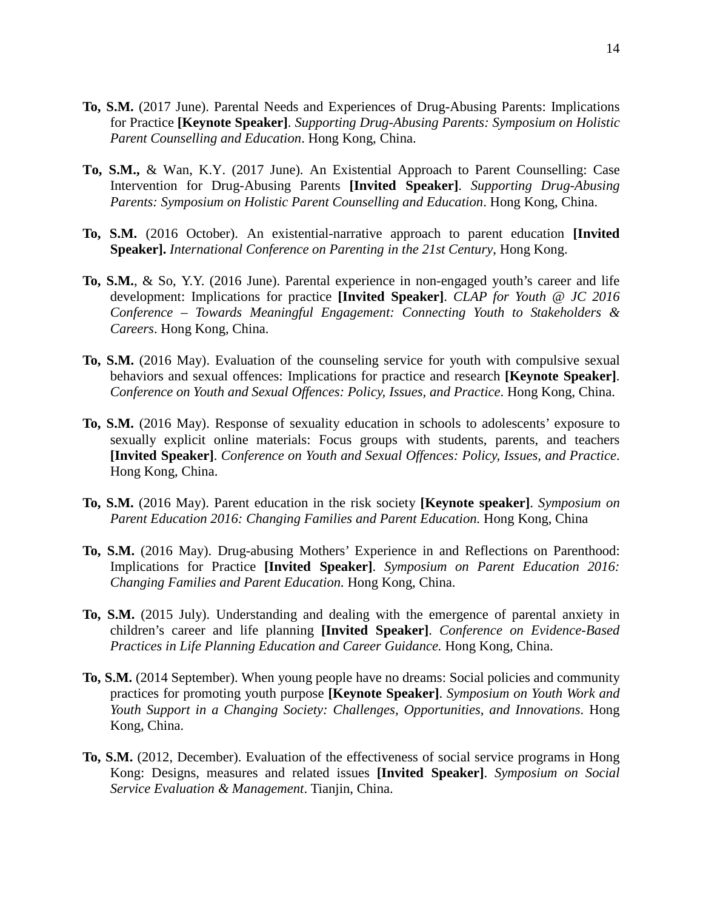**To, S.M.** (2017 June). Parental Needs and Experiences of Drug-Abusing Parents: Implications for Practice **[Keynote Speaker]**. *Supporting Drug-Abusing Parents: Symposium on Holistic Parent Counselling and Education*. Hong Kong, China.

**To, S.M.,** & Wan, K.Y. (2017 June). An Existential Approach to Parent Counselling: Case Intervention for Drug-Abusing Parents **[Invited Speaker]**. *Supporting Drug-Abusing Parents: Symposium on Holistic Parent Counselling and Education*. Hong Kong, China.

**To, S.M.** (2016 October). An existential-narrative approach to parent education **[Invited Speaker].** *International Conference on Parenting in the 21st Century*, Hong Kong.

**To, S.M.**, & So, Y.Y. (2016 June). Parental experience in non-engaged youth's career and life development: Implications for practice **[Invited Speaker]**. *CLAP for Youth @ JC 2016 Conference – Towards Meaningful Engagement: Connecting Youth to Stakeholders & Careers*. Hong Kong, China.

**To, S.M.** (2016 May). Evaluation of the counseling service for youth with compulsive sexual behaviors and sexual offences: Implications for practice and research **[Keynote Speaker]**. *Conference on Youth and Sexual Offences: Policy, Issues, and Practice*. Hong Kong, China.

**To, S.M.** (2016 May). Response of sexuality education in schools to adolescents' exposure to sexually explicit online materials: Focus groups with students, parents, and teachers **[Invited Speaker]**. *Conference on Youth and Sexual Offences: Policy, Issues, and Practice*. Hong Kong, China.

**To, S.M.** (2016 May). Parent education in the risk society **[Keynote speaker]**. *Symposium on Parent Education 2016: Changing Families and Parent Education.* Hong Kong, China

**To, S.M.** (2016 May). Drug-abusing Mothers' Experience in and Reflections on Parenthood: Implications for Practice **[Invited Speaker]**. *Symposium on Parent Education 2016: Changing Families and Parent Education.* Hong Kong, China.

**To, S.M.** (2015 July). Understanding and dealing with the emergence of parental anxiety in children's career and life planning **[Invited Speaker]**. *Conference on Evidence-Based Practices in Life Planning Education and Career Guidance.* Hong Kong, China.

**To, S.M.** (2014 September). When young people have no dreams: Social policies and community practices for promoting youth purpose **[Keynote Speaker]**. *Symposium on Youth Work and Youth Support in a Changing Society: Challenges, Opportunities, and Innovations*. Hong Kong, China.

**To, S.M.** (2012, December). Evaluation of the effectiveness of social service programs in Hong Kong: Designs, measures and related issues **[Invited Speaker]**. *Symposium on Social Service Evaluation & Management*. Tianjin, China.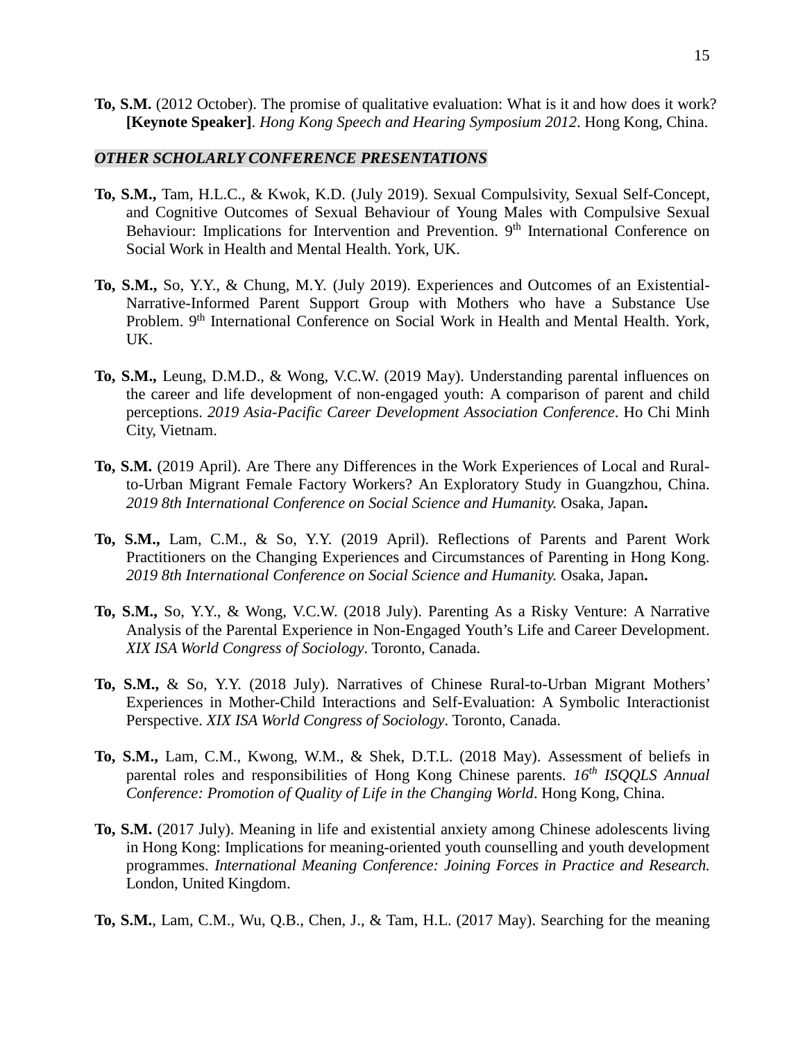**To, S.M.** (2012 October). The promise of qualitative evaluation: What is it and how does it work? **[Keynote Speaker]**. *Hong Kong Speech and Hearing Symposium 2012*. Hong Kong, China.

### *OTHER SCHOLARLY CONFERENCE PRESENTATIONS*

**To, S.M.,** Tam, H.L.C., & Kwok, K.D. (July 2019). Sexual Compulsivity, Sexual Self-Concept, and Cognitive Outcomes of Sexual Behaviour of Young Males with Compulsive Sexual Behaviour: Implications for Intervention and Prevention. 9th International Conference on Social Work in Health and Mental Health. York, UK.

**To, S.M.,** So, Y.Y., & Chung, M.Y. (July 2019). Experiences and Outcomes of an Existential-Narrative-Informed Parent Support Group with Mothers who have a Substance Use Problem. 9th International Conference on Social Work in Health and Mental Health. York, UK.

**To, S.M.,** Leung, D.M.D., & Wong, V.C.W. (2019 May). Understanding parental influences on the career and life development of non-engaged youth: A comparison of parent and child perceptions. *2019 Asia-Pacific Career Development Association Conference*. Ho Chi Minh City, Vietnam.

**To, S.M.** (2019 April). Are There any Differences in the Work Experiences of Local and Rural-to-Urban Migrant Female Factory Workers? An Exploratory Study in Guangzhou, China. *2019 8th International Conference on Social Science and Humanity.* Osaka, Japan**.**

**To, S.M.,** Lam, C.M., & So, Y.Y. (2019 April). Reflections of Parents and Parent Work Practitioners on the Changing Experiences and Circumstances of Parenting in Hong Kong. *2019 8th International Conference on Social Science and Humanity.* Osaka, Japan**.**

**To, S.M.,** So, Y.Y., & Wong, V.C.W. (2018 July). Parenting As a Risky Venture: A Narrative Analysis of the Parental Experience in Non-Engaged Youth's Life and Career Development. *XIX ISA World Congress of Sociology*. Toronto, Canada.

**To, S.M.,** & So, Y.Y. (2018 July). Narratives of Chinese Rural-to-Urban Migrant Mothers' Experiences in Mother-Child Interactions and Self-Evaluation: A Symbolic Interactionist Perspective. *XIX ISA World Congress of Sociology*. Toronto, Canada.

**To, S.M.,** Lam, C.M., Kwong, W.M., & Shek, D.T.L. (2018 May). Assessment of beliefs in parental roles and responsibilities of Hong Kong Chinese parents. *16th ISQQLS Annual Conference: Promotion of Quality of Life in the Changing World*. Hong Kong, China.

**To, S.M.** (2017 July). Meaning in life and existential anxiety among Chinese adolescents living in Hong Kong: Implications for meaning-oriented youth counselling and youth development programmes. *International Meaning Conference: Joining Forces in Practice and Research.* London, United Kingdom.

**To, S.M.**, Lam, C.M., Wu, Q.B., Chen, J., & Tam, H.L. (2017 May). Searching for the meaning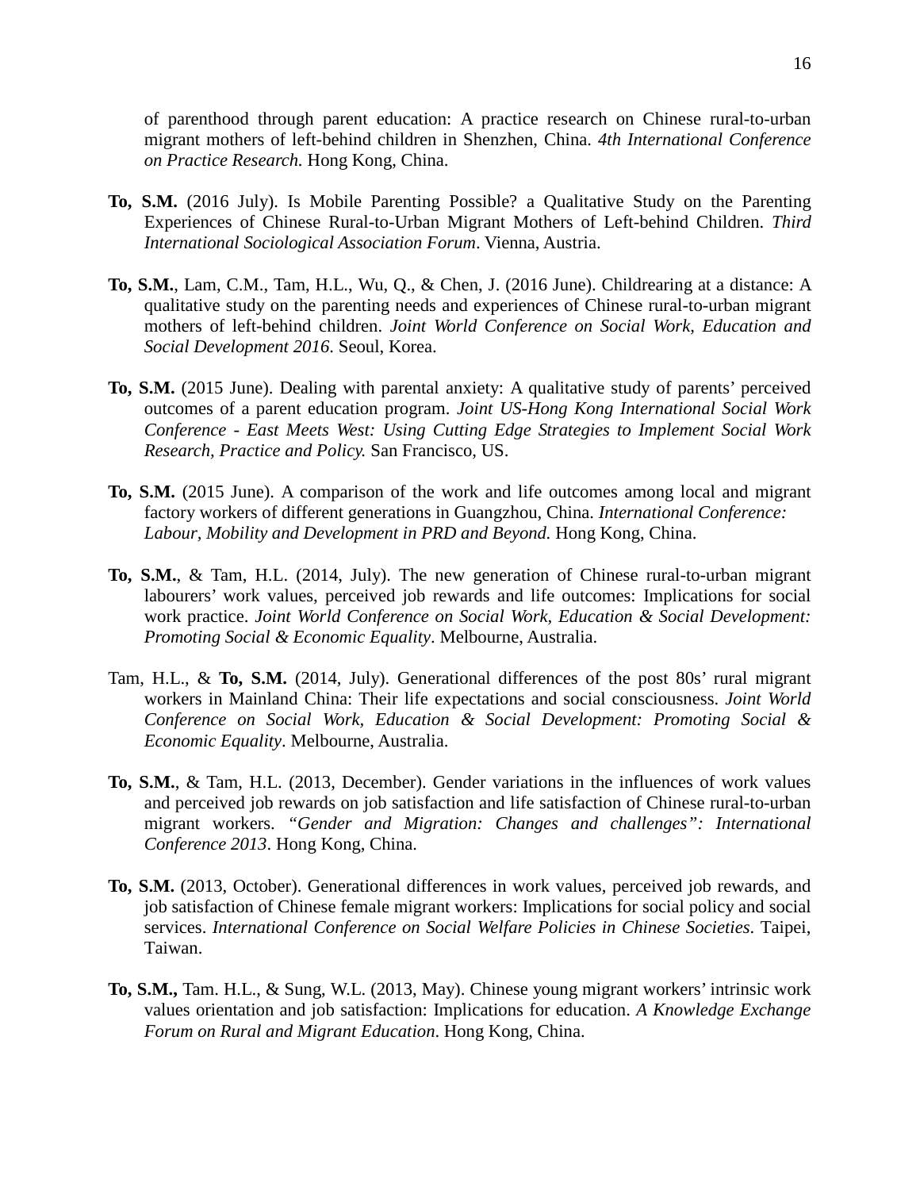of parenthood through parent education: A practice research on Chinese rural-to-urban migrant mothers of left-behind children in Shenzhen, China. *4th International Conference on Practice Research.* Hong Kong, China.

**To, S.M.** (2016 July). Is Mobile Parenting Possible? a Qualitative Study on the Parenting Experiences of Chinese Rural-to-Urban Migrant Mothers of Left-behind Children. *Third International Sociological Association Forum*. Vienna, Austria.

**To, S.M.**, Lam, C.M., Tam, H.L., Wu, Q., & Chen, J. (2016 June). Childrearing at a distance: A qualitative study on the parenting needs and experiences of Chinese rural-to-urban migrant mothers of left-behind children. *Joint World Conference on Social Work, Education and Social Development 2016*. Seoul, Korea.

**To, S.M.** (2015 June). Dealing with parental anxiety: A qualitative study of parents' perceived outcomes of a parent education program. *Joint US-Hong Kong International Social Work Conference - East Meets West: Using Cutting Edge Strategies to Implement Social Work Research, Practice and Policy.* San Francisco, US.

**To, S.M.** (2015 June). A comparison of the work and life outcomes among local and migrant factory workers of different generations in Guangzhou, China. *International Conference: Labour, Mobility and Development in PRD and Beyond.* Hong Kong, China.

**To, S.M.**, & Tam, H.L. (2014, July). The new generation of Chinese rural-to-urban migrant labourers' work values, perceived job rewards and life outcomes: Implications for social work practice. *Joint World Conference on Social Work, Education & Social Development: Promoting Social & Economic Equality*. Melbourne, Australia.

Tam, H.L., & **To, S.M.** (2014, July). Generational differences of the post 80s' rural migrant workers in Mainland China: Their life expectations and social consciousness. *Joint World Conference on Social Work, Education & Social Development: Promoting Social & Economic Equality*. Melbourne, Australia.

**To, S.M.**, & Tam, H.L. (2013, December). Gender variations in the influences of work values and perceived job rewards on job satisfaction and life satisfaction of Chinese rural-to-urban migrant workers. *"Gender and Migration: Changes and challenges": International Conference 2013*. Hong Kong, China.

**To, S.M.** (2013, October). Generational differences in work values, perceived job rewards, and job satisfaction of Chinese female migrant workers: Implications for social policy and social services. *International Conference on Social Welfare Policies in Chinese Societies*. Taipei, Taiwan.

**To, S.M.,** Tam. H.L., & Sung, W.L. (2013, May). Chinese young migrant workers' intrinsic work values orientation and job satisfaction: Implications for education. *A Knowledge Exchange Forum on Rural and Migrant Education*. Hong Kong, China.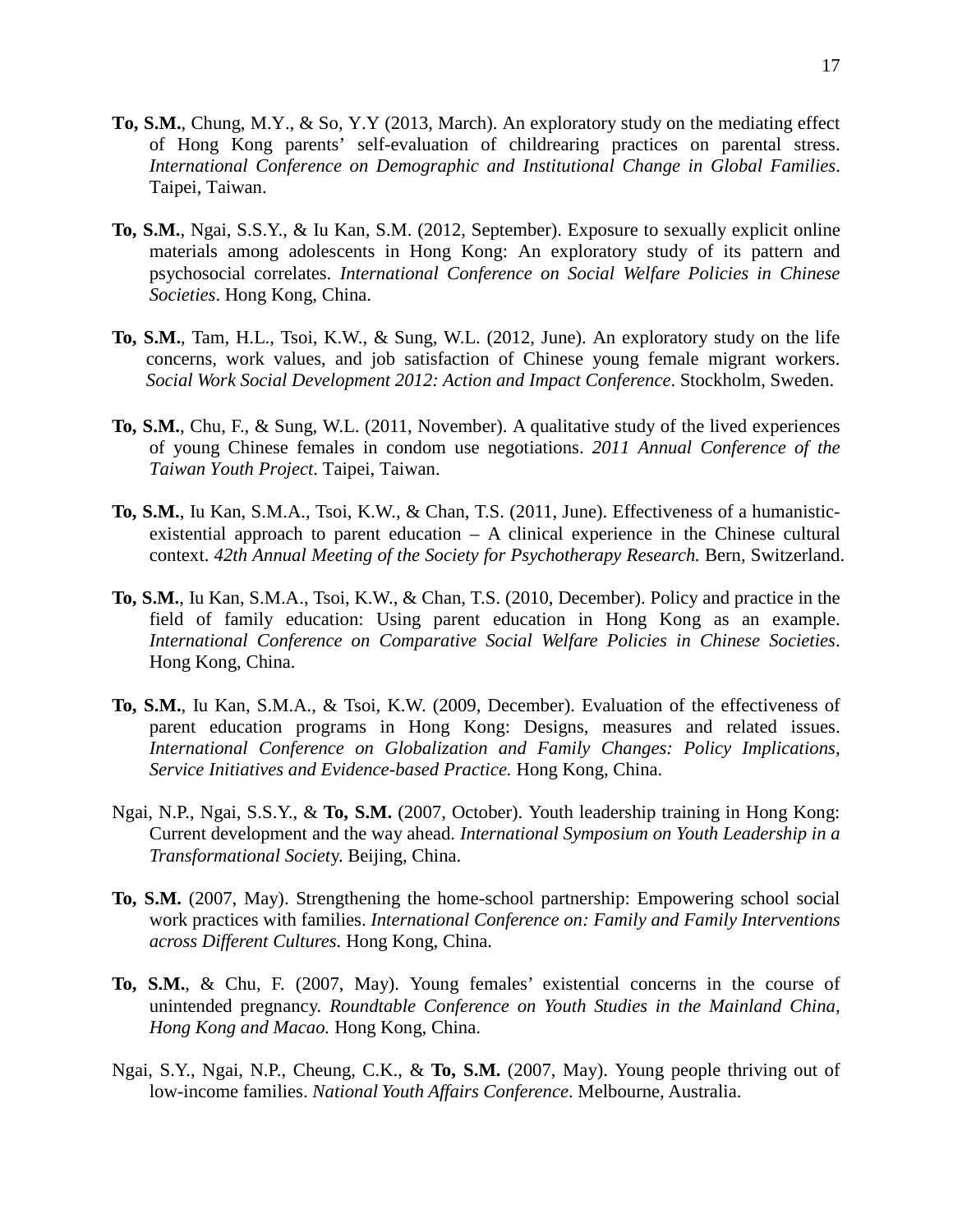**To, S.M.**, Chung, M.Y., & So, Y.Y (2013, March). An exploratory study on the mediating effect of Hong Kong parents' self-evaluation of childrearing practices on parental stress. *International Conference on Demographic and Institutional Change in Global Families*. Taipei, Taiwan.

**To, S.M.**, Ngai, S.S.Y., & Iu Kan, S.M. (2012, September). Exposure to sexually explicit online materials among adolescents in Hong Kong: An exploratory study of its pattern and psychosocial correlates. *International Conference on Social Welfare Policies in Chinese Societies*. Hong Kong, China.

**To, S.M.**, Tam, H.L., Tsoi, K.W., & Sung, W.L. (2012, June). An exploratory study on the life concerns, work values, and job satisfaction of Chinese young female migrant workers. *Social Work Social Development 2012: Action and Impact Conference*. Stockholm, Sweden.

**To, S.M.**, Chu, F., & Sung, W.L. (2011, November). A qualitative study of the lived experiences of young Chinese females in condom use negotiations. *2011 Annual Conference of the Taiwan Youth Project*. Taipei, Taiwan.

**To, S.M.**, Iu Kan, S.M.A., Tsoi, K.W., & Chan, T.S. (2011, June). Effectiveness of a humanistic-existential approach to parent education – A clinical experience in the Chinese cultural context. *42th Annual Meeting of the Society for Psychotherapy Research.* Bern, Switzerland.

**To, S.M.**, Iu Kan, S.M.A., Tsoi, K.W., & Chan, T.S. (2010, December). Policy and practice in the field of family education: Using parent education in Hong Kong as an example. *International Conference on Comparative Social Welfare Policies in Chinese Societies*. Hong Kong, China.

**To, S.M.**, Iu Kan, S.M.A., & Tsoi, K.W. (2009, December). Evaluation of the effectiveness of parent education programs in Hong Kong: Designs, measures and related issues. *International Conference on Globalization and Family Changes: Policy Implications, Service Initiatives and Evidence-based Practice.* Hong Kong, China.

Ngai, N.P., Ngai, S.S.Y., & **To, S.M.** (2007, October). Youth leadership training in Hong Kong: Current development and the way ahead. *International Symposium on Youth Leadership in a Transformational Society*. Beijing, China.

**To, S.M.** (2007, May). Strengthening the home-school partnership: Empowering school social work practices with families. *International Conference on: Family and Family Interventions across Different Cultures*. Hong Kong, China.

**To, S.M.**, & Chu, F. (2007, May). Young females' existential concerns in the course of unintended pregnancy. *Roundtable Conference on Youth Studies in the Mainland China, Hong Kong and Macao.* Hong Kong, China.

Ngai, S.Y., Ngai, N.P., Cheung, C.K., & **To, S.M.** (2007, May). Young people thriving out of low-income families. *National Youth Affairs Conference*. Melbourne, Australia.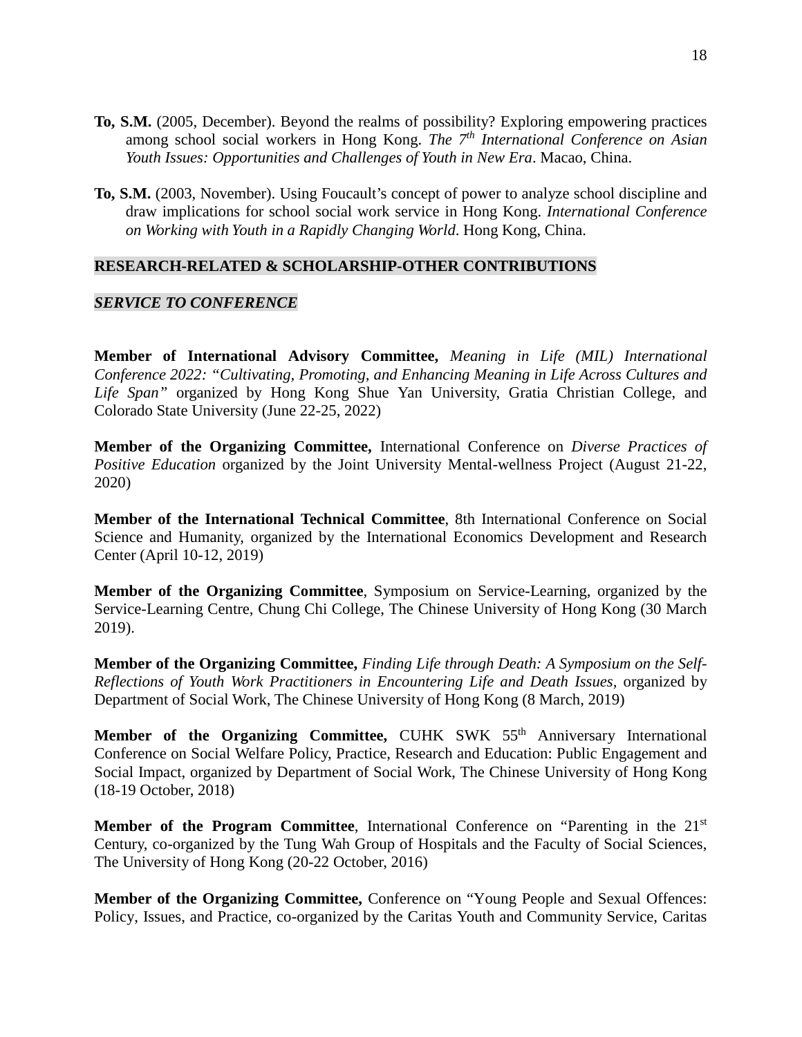**To, S.M.** (2005, December). Beyond the realms of possibility? Exploring empowering practices among school social workers in Hong Kong. *The 7th International Conference on Asian Youth Issues: Opportunities and Challenges of Youth in New Era*. Macao, China.

**To, S.M.** (2003, November). Using Foucault's concept of power to analyze school discipline and draw implications for school social work service in Hong Kong. *International Conference on Working with Youth in a Rapidly Changing World*. Hong Kong, China.

## RESEARCH-RELATED & SCHOLARSHIP-OTHER CONTRIBUTIONS

### *SERVICE TO CONFERENCE*

**Member of International Advisory Committee,** *Meaning in Life (MIL) International Conference 2022: "Cultivating, Promoting, and Enhancing Meaning in Life Across Cultures and Life Span"* organized by Hong Kong Shue Yan University, Gratia Christian College, and Colorado State University (June 22-25, 2022)

**Member of the Organizing Committee,** International Conference on *Diverse Practices of Positive Education* organized by the Joint University Mental-wellness Project (August 21-22, 2020)

**Member of the International Technical Committee**, 8th International Conference on Social Science and Humanity, organized by the International Economics Development and Research Center (April 10-12, 2019)

**Member of the Organizing Committee**, Symposium on Service-Learning, organized by the Service-Learning Centre, Chung Chi College, The Chinese University of Hong Kong (30 March 2019).

**Member of the Organizing Committee,** *Finding Life through Death: A Symposium on the Self-Reflections of Youth Work Practitioners in Encountering Life and Death Issues*, organized by Department of Social Work, The Chinese University of Hong Kong (8 March, 2019)

**Member of the Organizing Committee,** CUHK SWK 55th Anniversary International Conference on Social Welfare Policy, Practice, Research and Education: Public Engagement and Social Impact, organized by Department of Social Work, The Chinese University of Hong Kong (18-19 October, 2018)

**Member of the Program Committee**, International Conference on "Parenting in the 21st Century, co-organized by the Tung Wah Group of Hospitals and the Faculty of Social Sciences, The University of Hong Kong (20-22 October, 2016)

**Member of the Organizing Committee,** Conference on "Young People and Sexual Offences: Policy, Issues, and Practice, co-organized by the Caritas Youth and Community Service, Caritas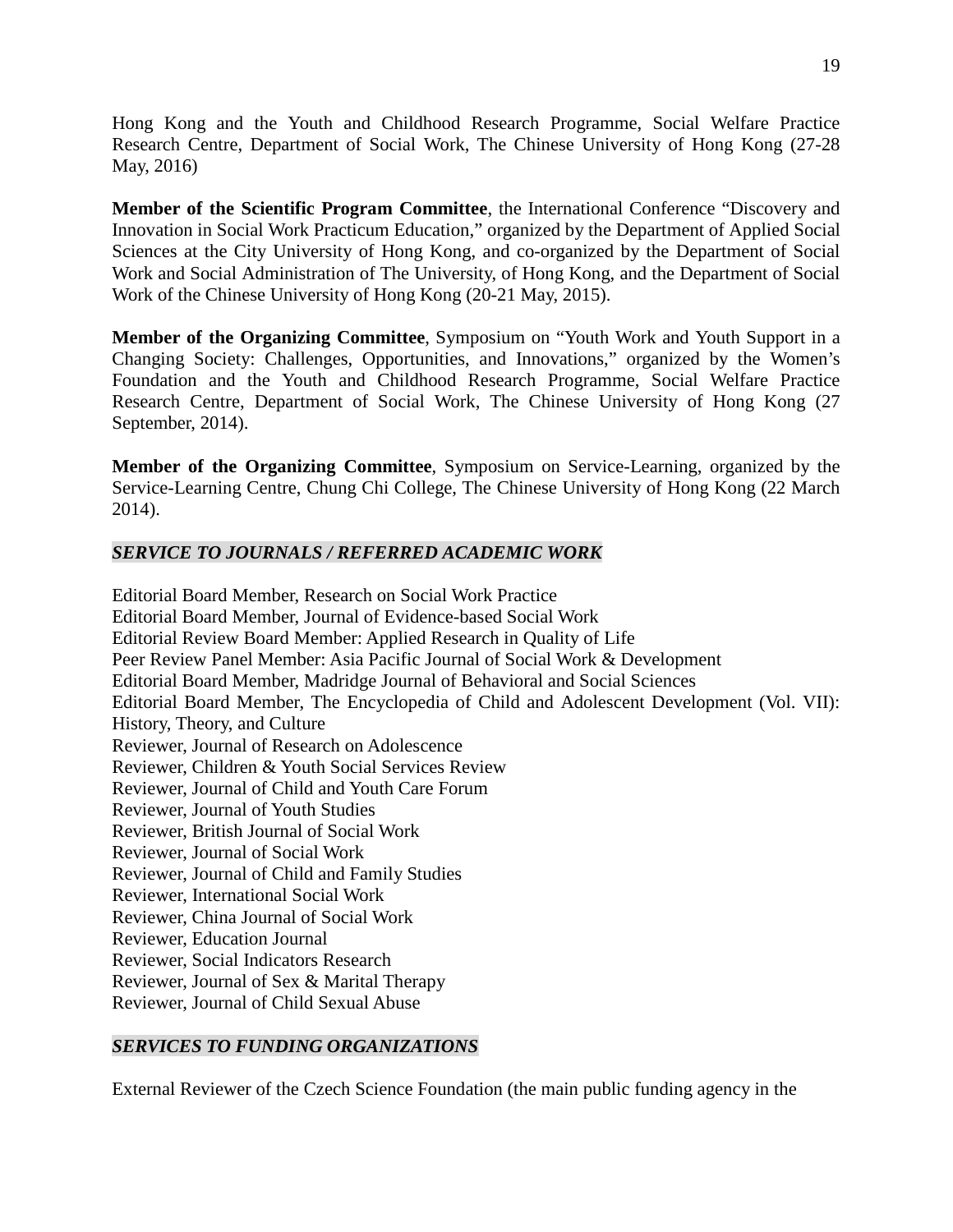Hong Kong and the Youth and Childhood Research Programme, Social Welfare Practice Research Centre, Department of Social Work, The Chinese University of Hong Kong (27-28 May, 2016)

**Member of the Scientific Program Committee**, the International Conference "Discovery and Innovation in Social Work Practicum Education," organized by the Department of Applied Social Sciences at the City University of Hong Kong, and co-organized by the Department of Social Work and Social Administration of The University, of Hong Kong, and the Department of Social Work of the Chinese University of Hong Kong (20-21 May, 2015).

**Member of the Organizing Committee**, Symposium on "Youth Work and Youth Support in a Changing Society: Challenges, Opportunities, and Innovations," organized by the Women's Foundation and the Youth and Childhood Research Programme, Social Welfare Practice Research Centre, Department of Social Work, The Chinese University of Hong Kong (27 September, 2014).

**Member of the Organizing Committee**, Symposium on Service-Learning, organized by the Service-Learning Centre, Chung Chi College, The Chinese University of Hong Kong (22 March 2014).

## *SERVICE TO JOURNALS / REFERRED ACADEMIC WORK*

Editorial Board Member, Research on Social Work Practice
Editorial Board Member, Journal of Evidence-based Social Work
Editorial Review Board Member: Applied Research in Quality of Life
Peer Review Panel Member: Asia Pacific Journal of Social Work & Development
Editorial Board Member, Madridge Journal of Behavioral and Social Sciences
Editorial Board Member, The Encyclopedia of Child and Adolescent Development (Vol. VII): History, Theory, and Culture
Reviewer, Journal of Research on Adolescence
Reviewer, Children & Youth Social Services Review
Reviewer, Journal of Child and Youth Care Forum
Reviewer, Journal of Youth Studies
Reviewer, British Journal of Social Work
Reviewer, Journal of Social Work
Reviewer, Journal of Child and Family Studies
Reviewer, International Social Work
Reviewer, China Journal of Social Work
Reviewer, Education Journal
Reviewer, Social Indicators Research
Reviewer, Journal of Sex & Marital Therapy
Reviewer, Journal of Child Sexual Abuse

## *SERVICES TO FUNDING ORGANIZATIONS*

External Reviewer of the Czech Science Foundation (the main public funding agency in the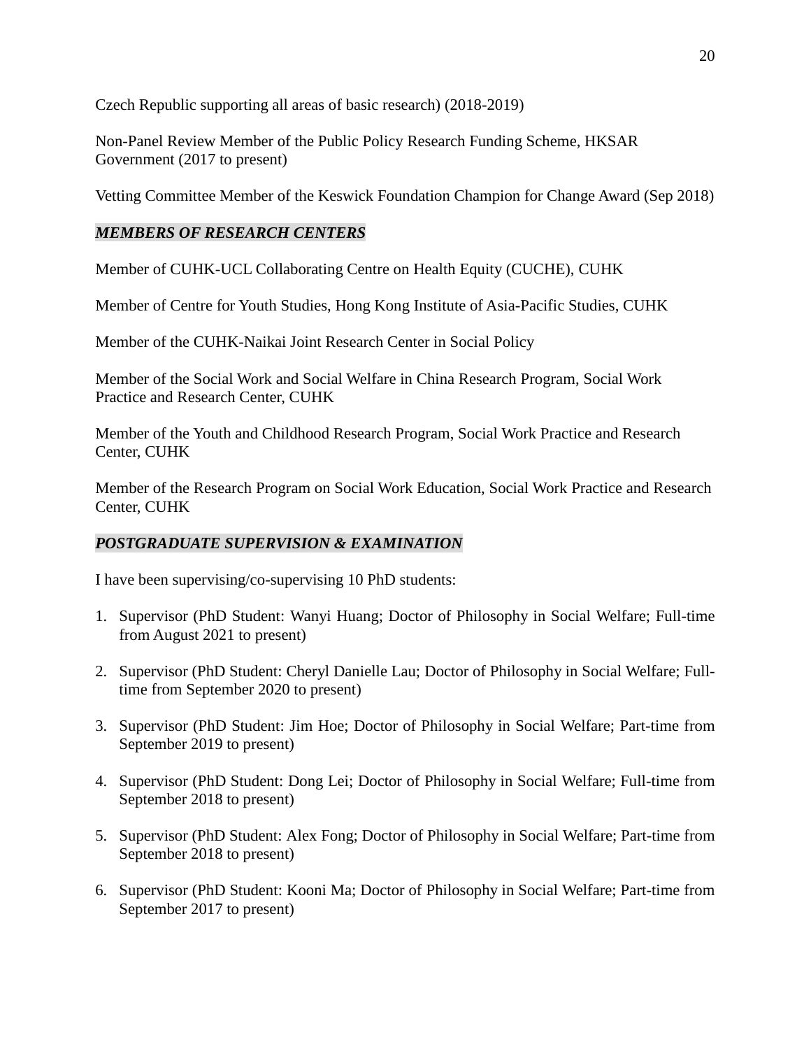Czech Republic supporting all areas of basic research) (2018-2019)

Non-Panel Review Member of the Public Policy Research Funding Scheme, HKSAR Government (2017 to present)

Vetting Committee Member of the Keswick Foundation Champion for Change Award (Sep 2018)

### ***MEMBERS OF RESEARCH CENTERS***

Member of CUHK-UCL Collaborating Centre on Health Equity (CUCHE), CUHK

Member of Centre for Youth Studies, Hong Kong Institute of Asia-Pacific Studies, CUHK

Member of the CUHK-Naikai Joint Research Center in Social Policy

Member of the Social Work and Social Welfare in China Research Program, Social Work Practice and Research Center, CUHK

Member of the Youth and Childhood Research Program, Social Work Practice and Research Center, CUHK

Member of the Research Program on Social Work Education, Social Work Practice and Research Center, CUHK

### ***POSTGRADUATE SUPERVISION & EXAMINATION***

I have been supervising/co-supervising 10 PhD students:

1. Supervisor (PhD Student: Wanyi Huang; Doctor of Philosophy in Social Welfare; Full-time from August 2021 to present)

2. Supervisor (PhD Student: Cheryl Danielle Lau; Doctor of Philosophy in Social Welfare; Full-time from September 2020 to present)

3. Supervisor (PhD Student: Jim Hoe; Doctor of Philosophy in Social Welfare; Part-time from September 2019 to present)

4. Supervisor (PhD Student: Dong Lei; Doctor of Philosophy in Social Welfare; Full-time from September 2018 to present)

5. Supervisor (PhD Student: Alex Fong; Doctor of Philosophy in Social Welfare; Part-time from September 2018 to present)

6. Supervisor (PhD Student: Kooni Ma; Doctor of Philosophy in Social Welfare; Part-time from September 2017 to present)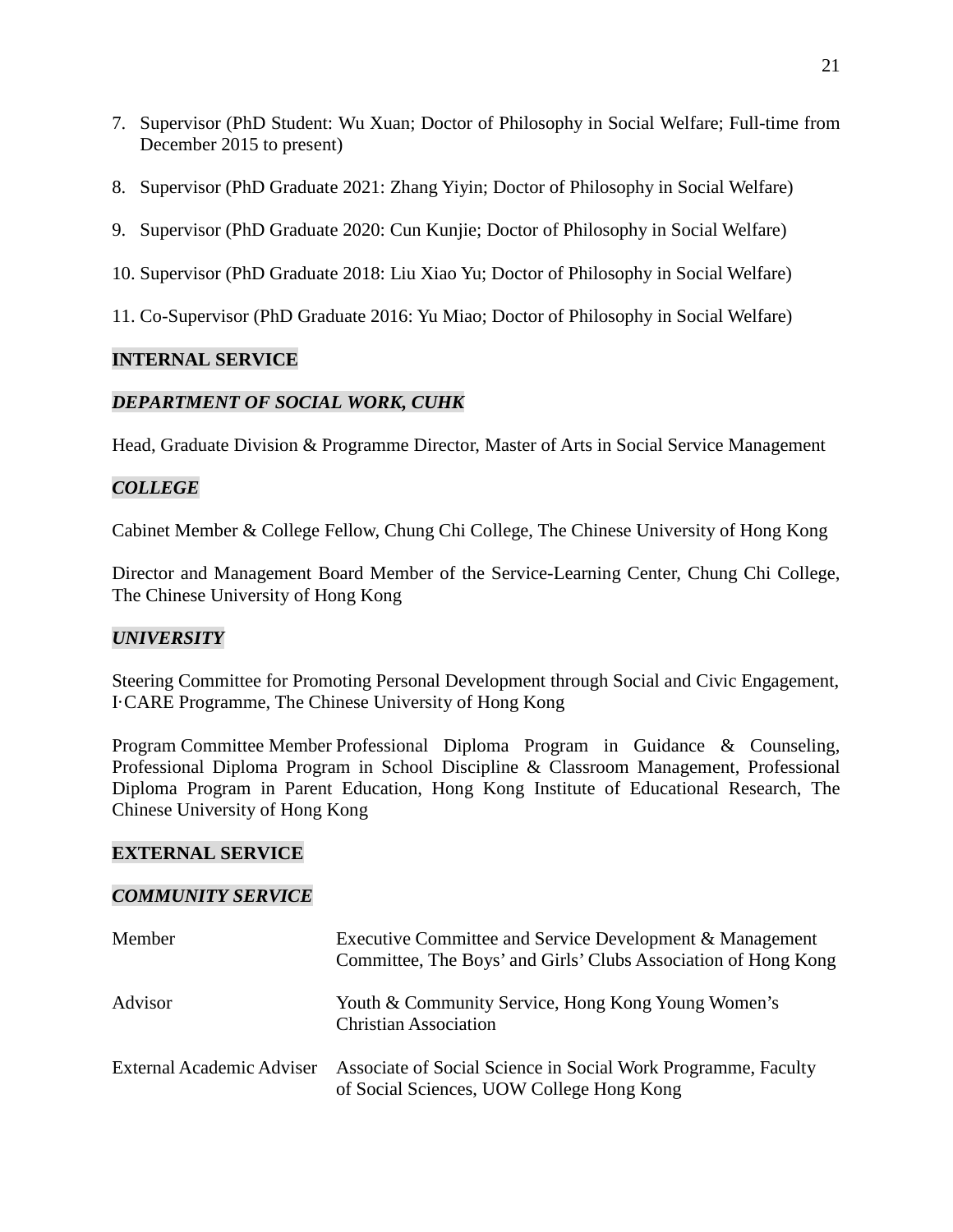7. Supervisor (PhD Student: Wu Xuan; Doctor of Philosophy in Social Welfare; Full-time from December 2015 to present)

8. Supervisor (PhD Graduate 2021: Zhang Yiyin; Doctor of Philosophy in Social Welfare)

9. Supervisor (PhD Graduate 2020: Cun Kunjie; Doctor of Philosophy in Social Welfare)

10. Supervisor (PhD Graduate 2018: Liu Xiao Yu; Doctor of Philosophy in Social Welfare)

11. Co-Supervisor (PhD Graduate 2016: Yu Miao; Doctor of Philosophy in Social Welfare)

## INTERNAL SERVICE

### *DEPARTMENT OF SOCIAL WORK, CUHK*

Head, Graduate Division & Programme Director, Master of Arts in Social Service Management

### *COLLEGE*

Cabinet Member & College Fellow, Chung Chi College, The Chinese University of Hong Kong

Director and Management Board Member of the Service-Learning Center, Chung Chi College, The Chinese University of Hong Kong

### *UNIVERSITY*

Steering Committee for Promoting Personal Development through Social and Civic Engagement, I·CARE Programme, The Chinese University of Hong Kong

Program Committee Member Professional Diploma Program in Guidance & Counseling, Professional Diploma Program in School Discipline & Classroom Management, Professional Diploma Program in Parent Education, Hong Kong Institute of Educational Research, The Chinese University of Hong Kong

## EXTERNAL SERVICE

### *COMMUNITY SERVICE*

| | |
|---|---|
| Member | Executive Committee and Service Development & Management Committee, The Boys' and Girls' Clubs Association of Hong Kong |
| Advisor | Youth & Community Service, Hong Kong Young Women's Christian Association |
| External Academic Adviser | Associate of Social Science in Social Work Programme, Faculty of Social Sciences, UOW College Hong Kong |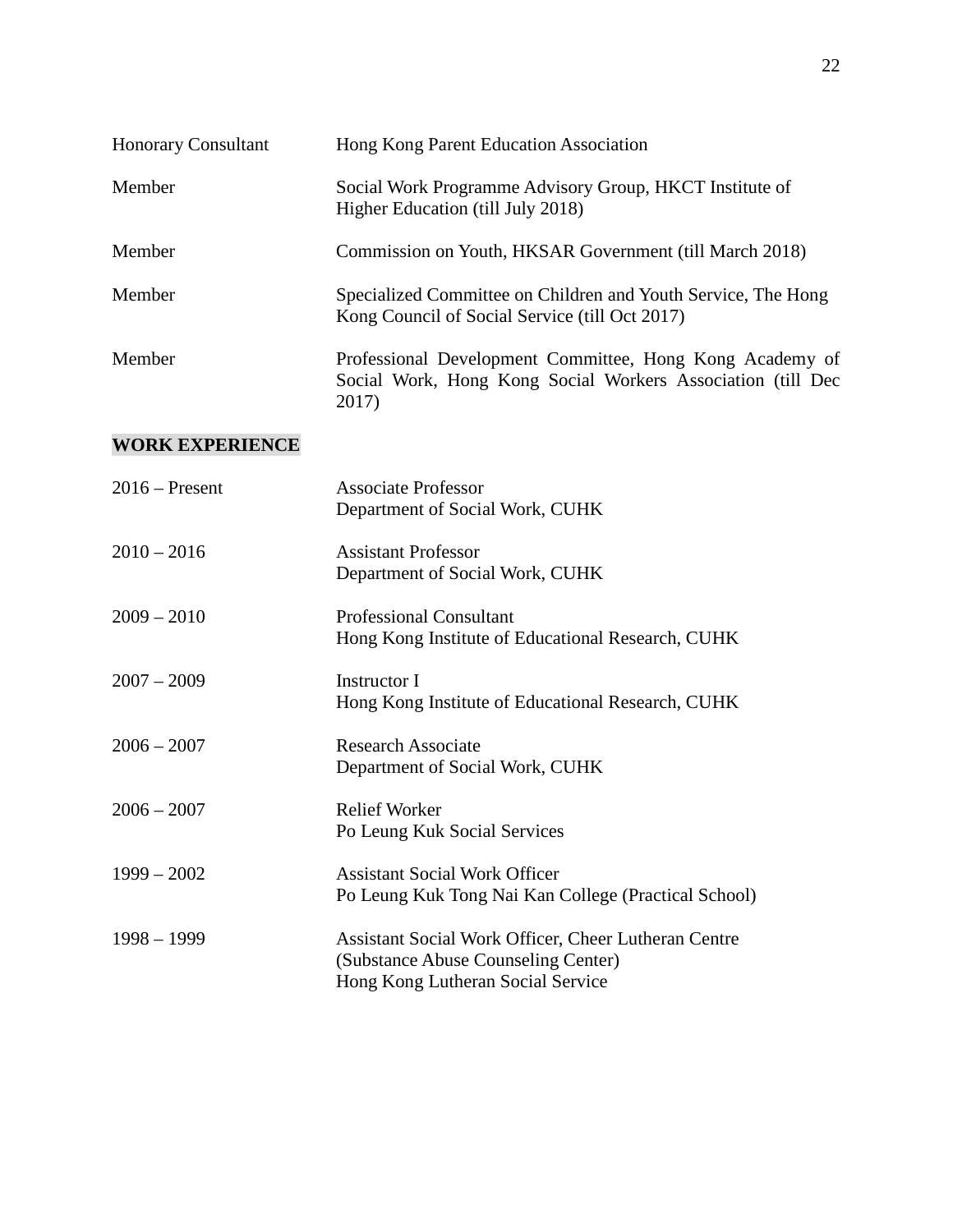| | |
|---|---|
| Honorary Consultant | Hong Kong Parent Education Association |
| Member | Social Work Programme Advisory Group, HKCT Institute of Higher Education (till July 2018) |
| Member | Commission on Youth, HKSAR Government (till March 2018) |
| Member | Specialized Committee on Children and Youth Service, The Hong Kong Council of Social Service (till Oct 2017) |
| Member | Professional Development Committee, Hong Kong Academy of Social Work, Hong Kong Social Workers Association (till Dec 2017) |

## WORK EXPERIENCE

| | |
|---|---|
| 2016 – Present | Associate Professor<br>Department of Social Work, CUHK |
| 2010 – 2016 | Assistant Professor<br>Department of Social Work, CUHK |
| 2009 – 2010 | Professional Consultant<br>Hong Kong Institute of Educational Research, CUHK |
| 2007 – 2009 | Instructor I<br>Hong Kong Institute of Educational Research, CUHK |
| 2006 – 2007 | Research Associate<br>Department of Social Work, CUHK |
| 2006 – 2007 | Relief Worker<br>Po Leung Kuk Social Services |
| 1999 – 2002 | Assistant Social Work Officer<br>Po Leung Kuk Tong Nai Kan College (Practical School) |
| 1998 – 1999 | Assistant Social Work Officer, Cheer Lutheran Centre<br>(Substance Abuse Counseling Center)<br>Hong Kong Lutheran Social Service |